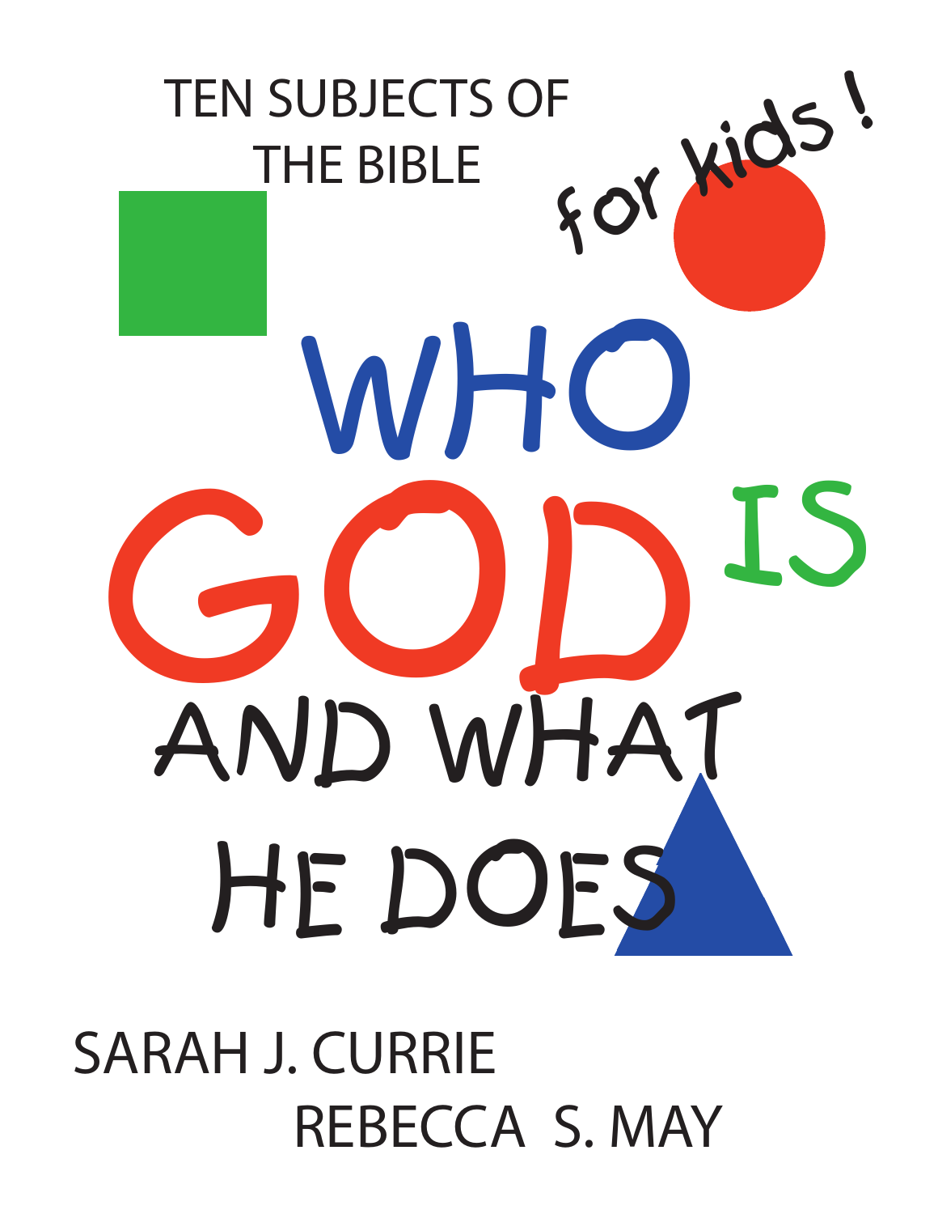TEN SUBJECTS OF THE BIBLE

for kids!

# WHO GOD IS AND WHAT HE DOES

SARAH J. CURRIE

REBECCA S. MAY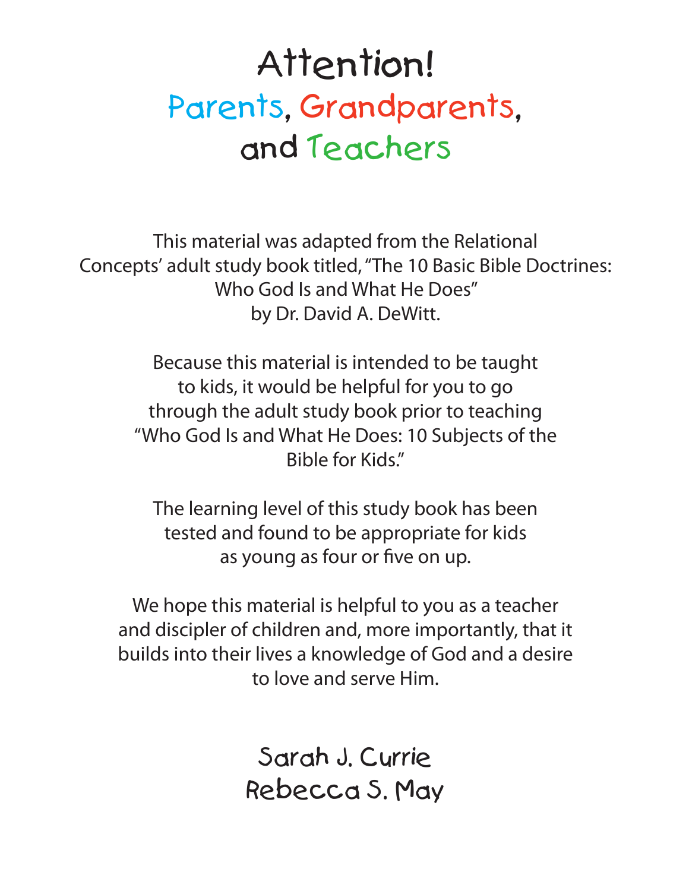# Attention!
## Parents, Grandparents, and Teachers

This material was adapted from the Relational Concepts' adult study book titled, "The 10 Basic Bible Doctrines: Who God Is and What He Does" by Dr. David A. DeWitt.

Because this material is intended to be taught to kids, it would be helpful for you to go through the adult study book prior to teaching "Who God Is and What He Does: 10 Subjects of the Bible for Kids."

The learning level of this study book has been tested and found to be appropriate for kids as young as four or five on up.

We hope this material is helpful to you as a teacher and discipler of children and, more importantly, that it builds into their lives a knowledge of God and a desire to love and serve Him.

Sarah J. Currie
Rebecca S. May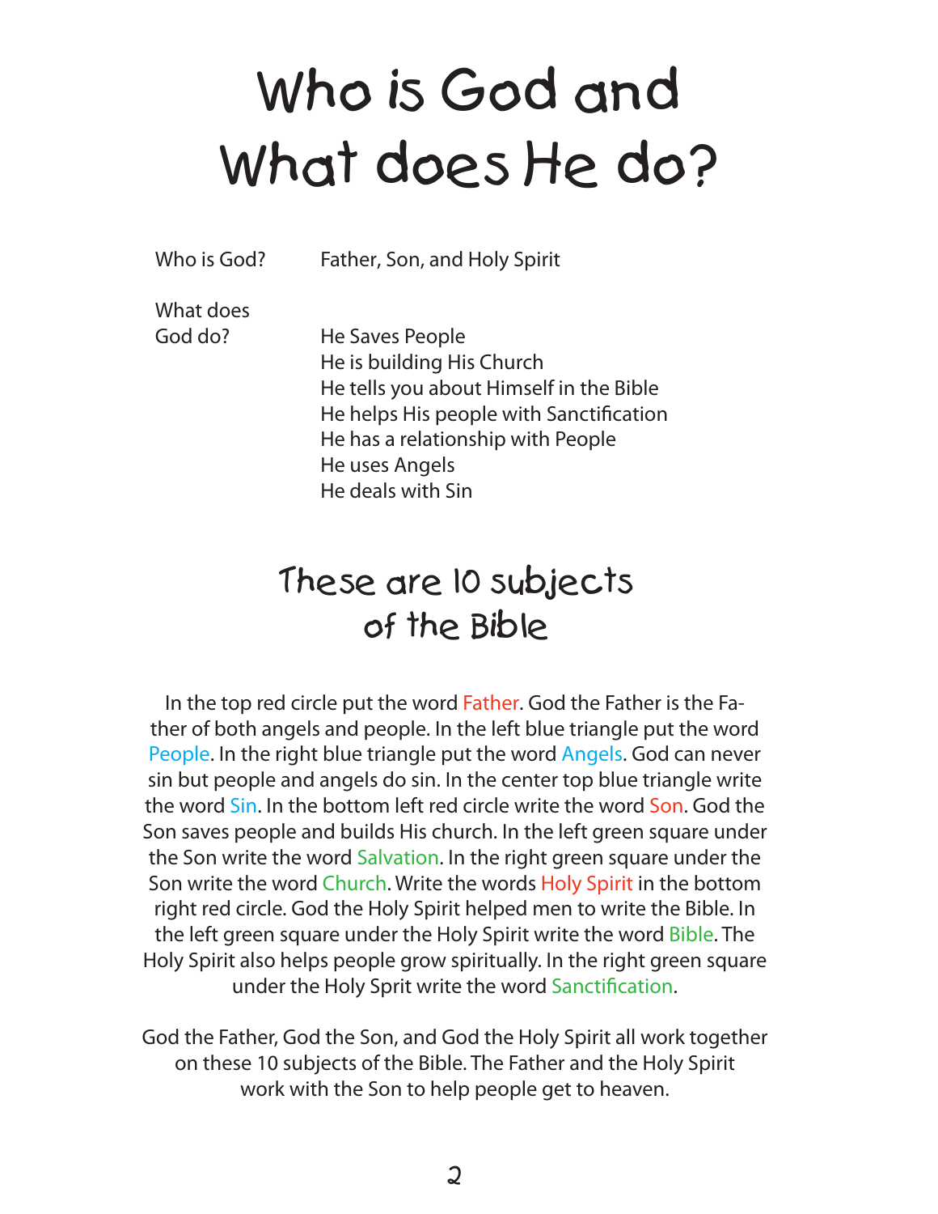# Who is God and What does He do?

| | |
|---|---|
| Who is God? | Father, Son, and Holy Spirit |
| What does God do? | He Saves People<br>He is building His Church<br>He tells you about Himself in the Bible<br>He helps His people with Sanctification<br>He has a relationship with People<br>He uses Angels<br>He deals with Sin |

## These are 10 subjects of the Bible

In the top red circle put the word Father. God the Father is the Father of both angels and people. In the left blue triangle put the word People. In the right blue triangle put the word Angels. God can never sin but people and angels do sin. In the center top blue triangle write the word Sin. In the bottom left red circle write the word Son. God the Son saves people and builds His church. In the left green square under the Son write the word Salvation. In the right green square under the Son write the word Church. Write the words Holy Spirit in the bottom right red circle. God the Holy Spirit helped men to write the Bible. In the left green square under the Holy Spirit write the word Bible. The Holy Spirit also helps people grow spiritually. In the right green square under the Holy Sprit write the word Sanctification.

God the Father, God the Son, and God the Holy Spirit all work together on these 10 subjects of the Bible. The Father and the Holy Spirit work with the Son to help people get to heaven.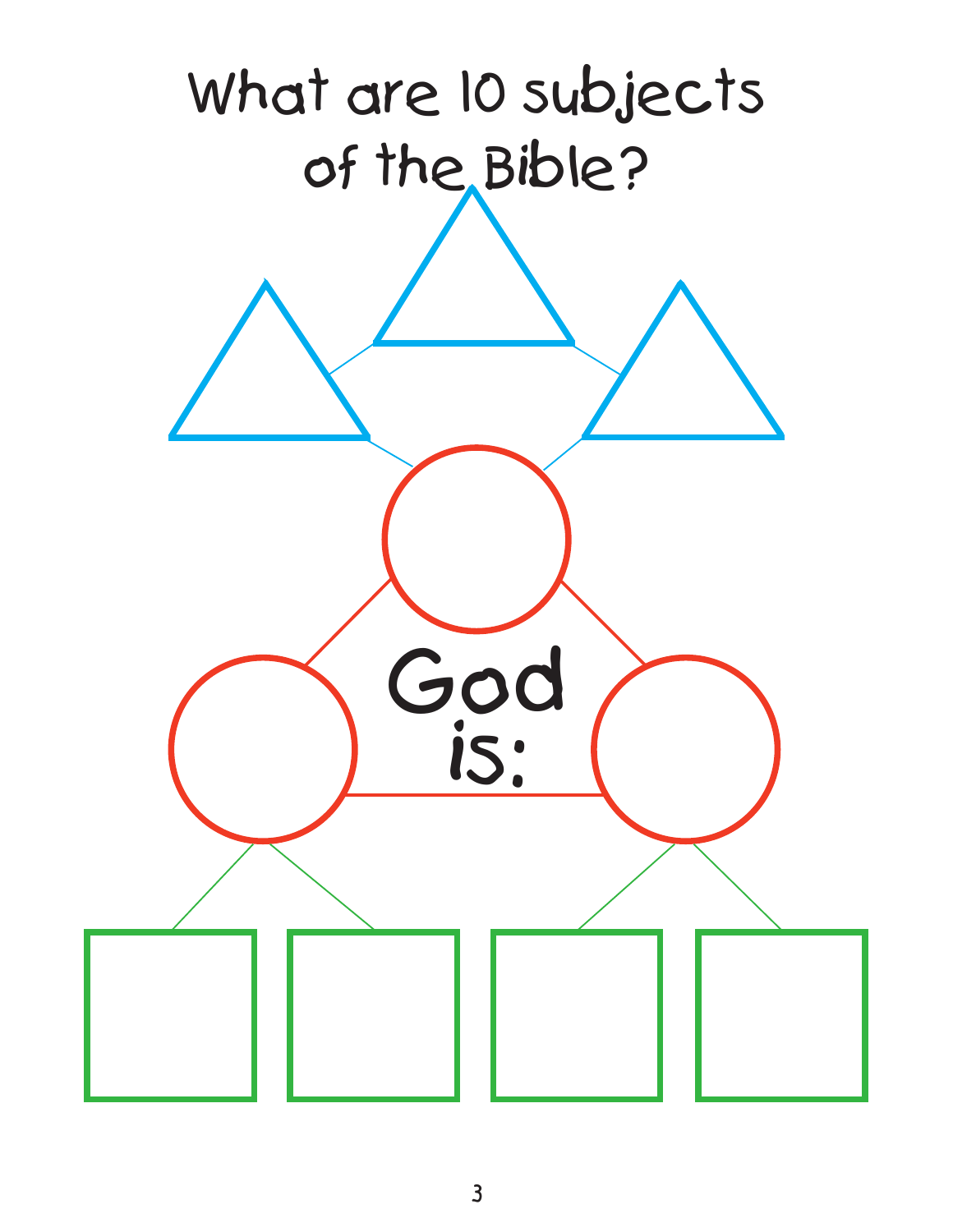# What are 10 subjects of the Bible?

God is: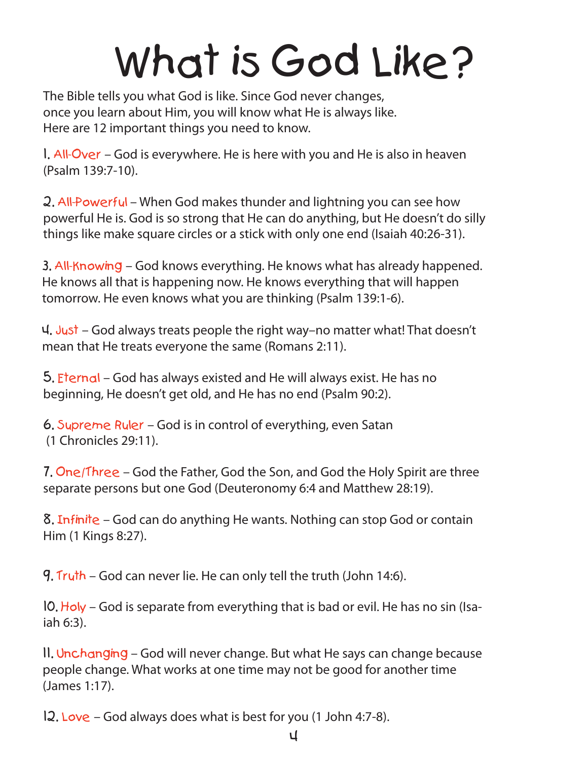# What is God Like?

The Bible tells you what God is like. Since God never changes, once you learn about Him, you will know what He is always like. Here are 12 important things you need to know.

1. All-Over – God is everywhere. He is here with you and He is also in heaven (Psalm 139:7-10).

2. All-Powerful – When God makes thunder and lightning you can see how powerful He is. God is so strong that He can do anything, but He doesn't do silly things like make square circles or a stick with only one end (Isaiah 40:26-31).

3. All-Knowing – God knows everything. He knows what has already happened. He knows all that is happening now. He knows everything that will happen tomorrow. He even knows what you are thinking (Psalm 139:1-6).

4. Just – God always treats people the right way–no matter what! That doesn't mean that He treats everyone the same (Romans 2:11).

5. Eternal – God has always existed and He will always exist. He has no beginning, He doesn't get old, and He has no end (Psalm 90:2).

6. Supreme Ruler – God is in control of everything, even Satan (1 Chronicles 29:11).

7. One/Three – God the Father, God the Son, and God the Holy Spirit are three separate persons but one God (Deuteronomy 6:4 and Matthew 28:19).

8. Infinite – God can do anything He wants. Nothing can stop God or contain Him (1 Kings 8:27).

9. Truth – God can never lie. He can only tell the truth (John 14:6).

10. Holy – God is separate from everything that is bad or evil. He has no sin (Isaiah 6:3).

11. Unchanging – God will never change. But what He says can change because people change. What works at one time may not be good for another time (James 1:17).

12. Love – God always does what is best for you (1 John 4:7-8).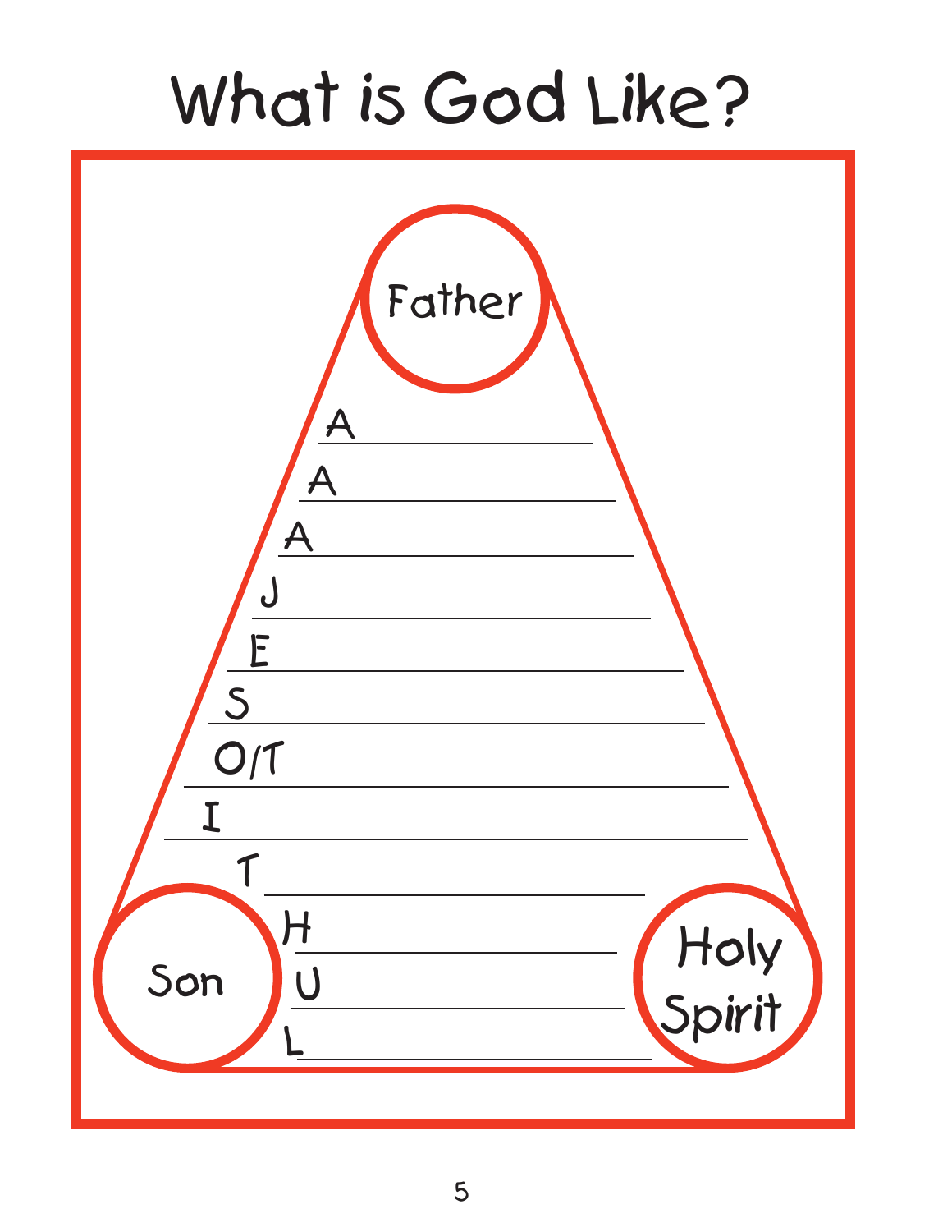# What is God Like?

Father

A \_\_\_\_\_\_\_\_\_\_\_\_\_\_\_\_\_\_\_\_

A \_\_\_\_\_\_\_\_\_\_\_\_\_\_\_\_\_\_\_\_

A \_\_\_\_\_\_\_\_\_\_\_\_\_\_\_\_\_\_\_\_

J \_\_\_\_\_\_\_\_\_\_\_\_\_\_\_\_\_\_\_\_

E \_\_\_\_\_\_\_\_\_\_\_\_\_\_\_\_\_\_\_\_

S \_\_\_\_\_\_\_\_\_\_\_\_\_\_\_\_\_\_\_\_

O/T \_\_\_\_\_\_\_\_\_\_\_\_\_\_\_\_\_\_\_\_

I \_\_\_\_\_\_\_\_\_\_\_\_\_\_\_\_\_\_\_\_

T \_\_\_\_\_\_\_\_\_\_\_\_\_\_\_\_\_\_\_\_

H \_\_\_\_\_\_\_\_\_\_\_\_\_\_\_\_\_\_\_\_

U \_\_\_\_\_\_\_\_\_\_\_\_\_\_\_\_\_\_\_\_

L \_\_\_\_\_\_\_\_\_\_\_\_\_\_\_\_\_\_\_\_

Son

Holy Spirit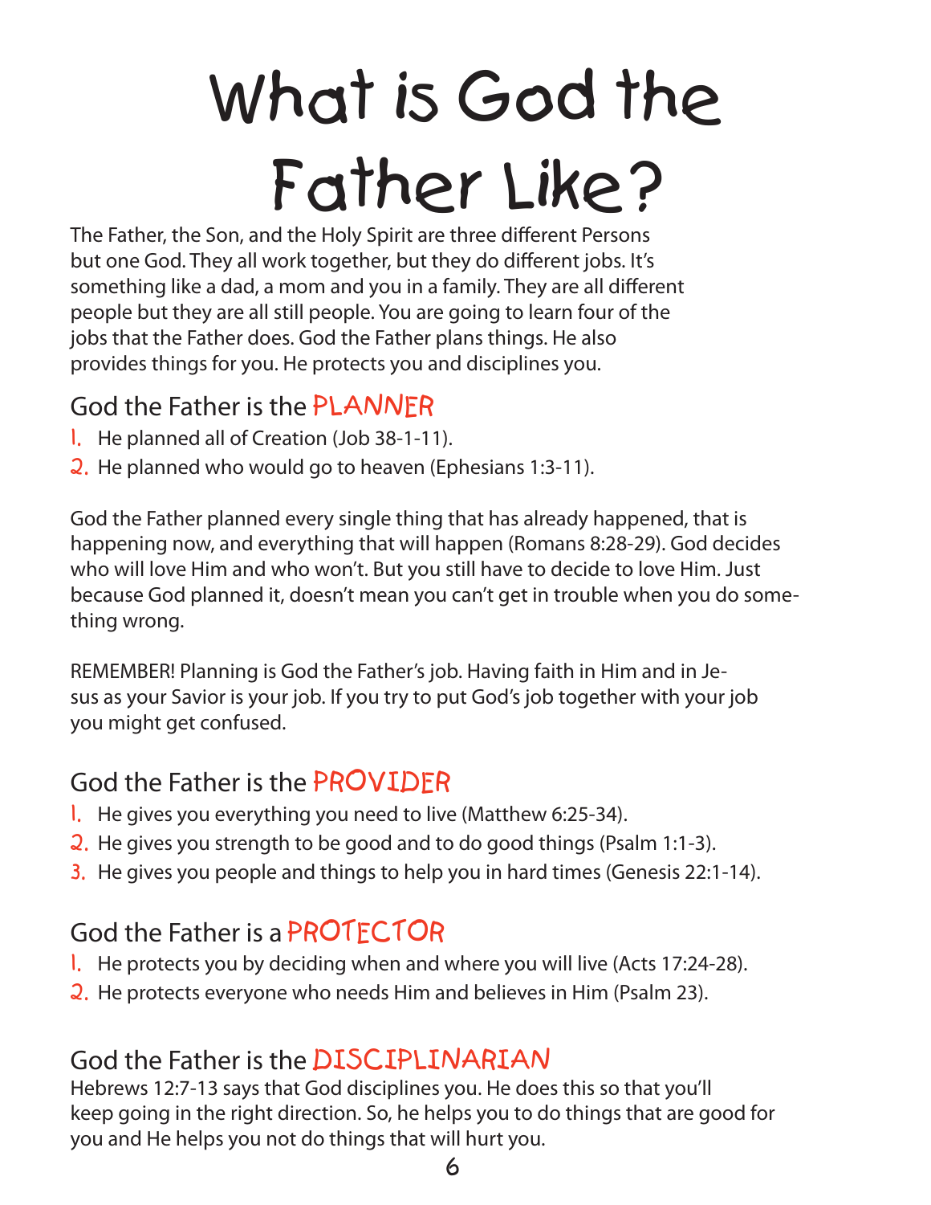# What is God the Father Like?

The Father, the Son, and the Holy Spirit are three different Persons but one God. They all work together, but they do different jobs. It's something like a dad, a mom and you in a family. They are all different people but they are all still people. You are going to learn four of the jobs that the Father does. God the Father plans things. He also provides things for you. He protects you and disciplines you.

## God the Father is the PLANNER

1. He planned all of Creation (Job 38-1-11).
2. He planned who would go to heaven (Ephesians 1:3-11).

God the Father planned every single thing that has already happened, that is happening now, and everything that will happen (Romans 8:28-29). God decides who will love Him and who won't. But you still have to decide to love Him. Just because God planned it, doesn't mean you can't get in trouble when you do something wrong.

REMEMBER! Planning is God the Father's job. Having faith in Him and in Jesus as your Savior is your job. If you try to put God's job together with your job you might get confused.

## God the Father is the PROVIDER

1. He gives you everything you need to live (Matthew 6:25-34).
2. He gives you strength to be good and to do good things (Psalm 1:1-3).
3. He gives you people and things to help you in hard times (Genesis 22:1-14).

## God the Father is a PROTECTOR

1. He protects you by deciding when and where you will live (Acts 17:24-28).
2. He protects everyone who needs Him and believes in Him (Psalm 23).

## God the Father is the DISCIPLINARIAN

Hebrews 12:7-13 says that God disciplines you. He does this so that you'll keep going in the right direction. So, he helps you to do things that are good for you and He helps you not do things that will hurt you.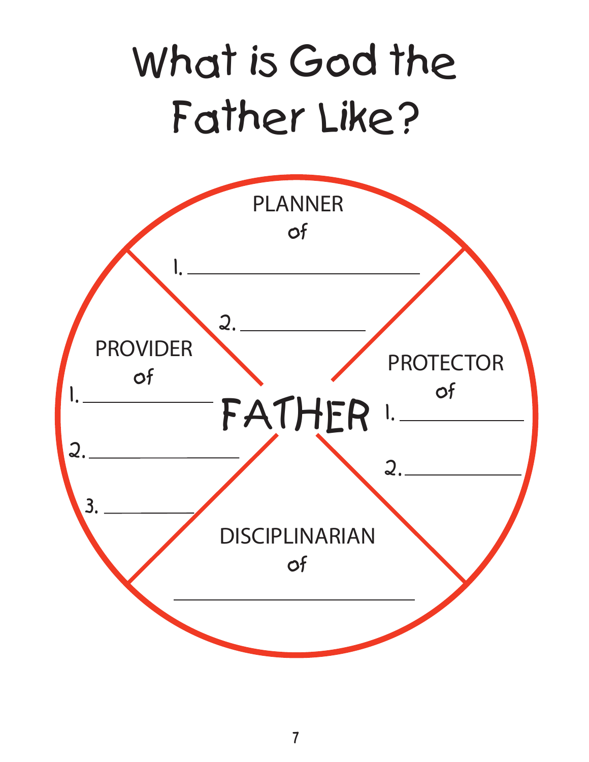# What is God the Father Like?

**FATHER**

**PLANNER** of

1. ______________________

2. ______________

**PROVIDER** of

1. ______________

2. ______________

3. __________

**PROTECTOR** of

1. ______________

2. ______________

**DISCIPLINARIAN** of

______________________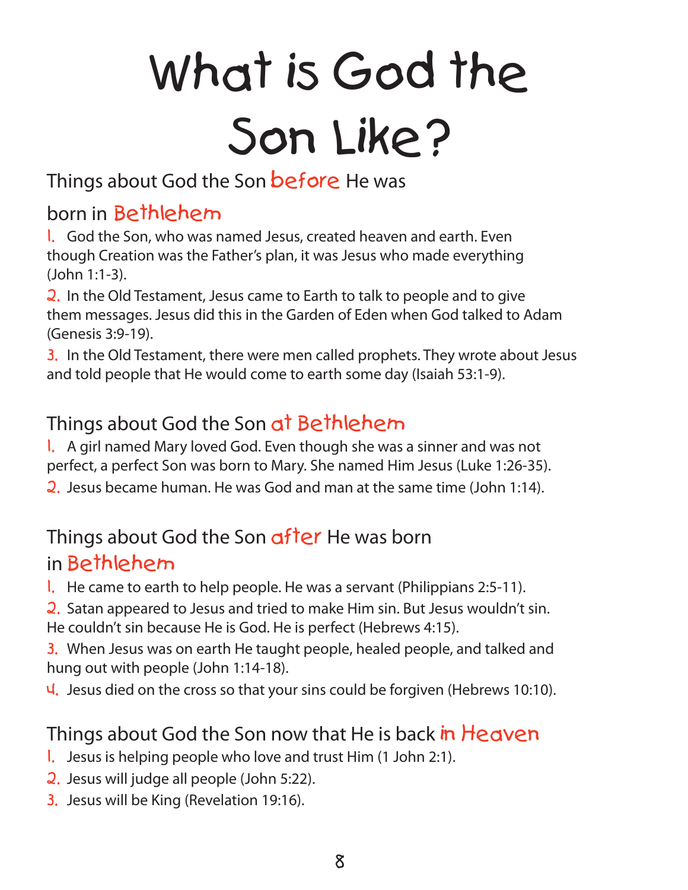# What is God the Son Like?

## Things about God the Son before He was born in Bethlehem

1. God the Son, who was named Jesus, created heaven and earth. Even though Creation was the Father's plan, it was Jesus who made everything (John 1:1-3).
2. In the Old Testament, Jesus came to Earth to talk to people and to give them messages. Jesus did this in the Garden of Eden when God talked to Adam (Genesis 3:9-19).
3. In the Old Testament, there were men called prophets. They wrote about Jesus and told people that He would come to earth some day (Isaiah 53:1-9).

## Things about God the Son at Bethlehem

1. A girl named Mary loved God. Even though she was a sinner and was not perfect, a perfect Son was born to Mary. She named Him Jesus (Luke 1:26-35).
2. Jesus became human. He was God and man at the same time (John 1:14).

## Things about God the Son after He was born in Bethlehem

1. He came to earth to help people. He was a servant (Philippians 2:5-11).
2. Satan appeared to Jesus and tried to make Him sin. But Jesus wouldn't sin. He couldn't sin because He is God. He is perfect (Hebrews 4:15).
3. When Jesus was on earth He taught people, healed people, and talked and hung out with people (John 1:14-18).
4. Jesus died on the cross so that your sins could be forgiven (Hebrews 10:10).

## Things about God the Son now that He is back in Heaven

1. Jesus is helping people who love and trust Him (1 John 2:1).
2. Jesus will judge all people (John 5:22).
3. Jesus will be King (Revelation 19:16).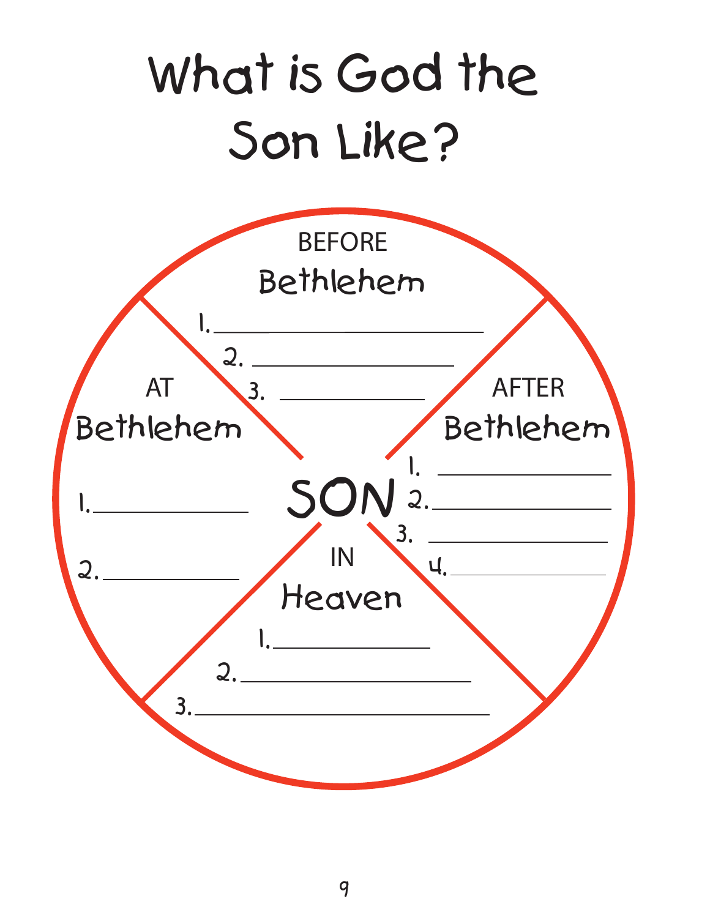# What is God the Son Like?

**SON**

## BEFORE Bethlehem

1. ____________________
2. ____________________
3. ____________________

## AT Bethlehem

1. ____________________
2. ____________________

## AFTER Bethlehem

1. ____________________
2. ____________________
3. ____________________
4. ____________________

## IN Heaven

1. ____________________
2. ____________________
3. ____________________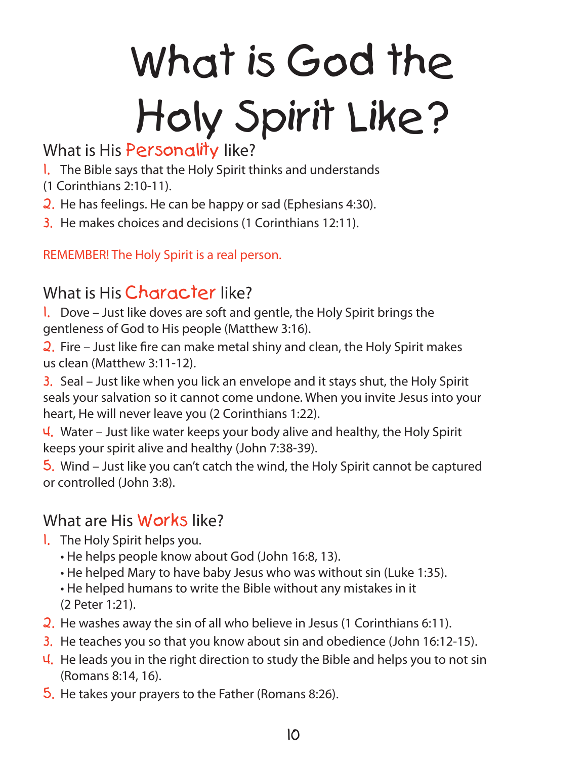# What is God the Holy Spirit Like?

## What is His Personality like?

1. The Bible says that the Holy Spirit thinks and understands (1 Corinthians 2:10-11).
2. He has feelings. He can be happy or sad (Ephesians 4:30).
3. He makes choices and decisions (1 Corinthians 12:11).

REMEMBER! The Holy Spirit is a real person.

## What is His Character like?

1. Dove – Just like doves are soft and gentle, the Holy Spirit brings the gentleness of God to His people (Matthew 3:16).
2. Fire – Just like fire can make metal shiny and clean, the Holy Spirit makes us clean (Matthew 3:11-12).
3. Seal – Just like when you lick an envelope and it stays shut, the Holy Spirit seals your salvation so it cannot come undone. When you invite Jesus into your heart, He will never leave you (2 Corinthians 1:22).
4. Water – Just like water keeps your body alive and healthy, the Holy Spirit keeps your spirit alive and healthy (John 7:38-39).
5. Wind – Just like you can't catch the wind, the Holy Spirit cannot be captured or controlled (John 3:8).

## What are His Works like?

1. The Holy Spirit helps you.
   - He helps people know about God (John 16:8, 13).
   - He helped Mary to have baby Jesus who was without sin (Luke 1:35).
   - He helped humans to write the Bible without any mistakes in it (2 Peter 1:21).
2. He washes away the sin of all who believe in Jesus (1 Corinthians 6:11).
3. He teaches you so that you know about sin and obedience (John 16:12-15).
4. He leads you in the right direction to study the Bible and helps you to not sin (Romans 8:14, 16).
5. He takes your prayers to the Father (Romans 8:26).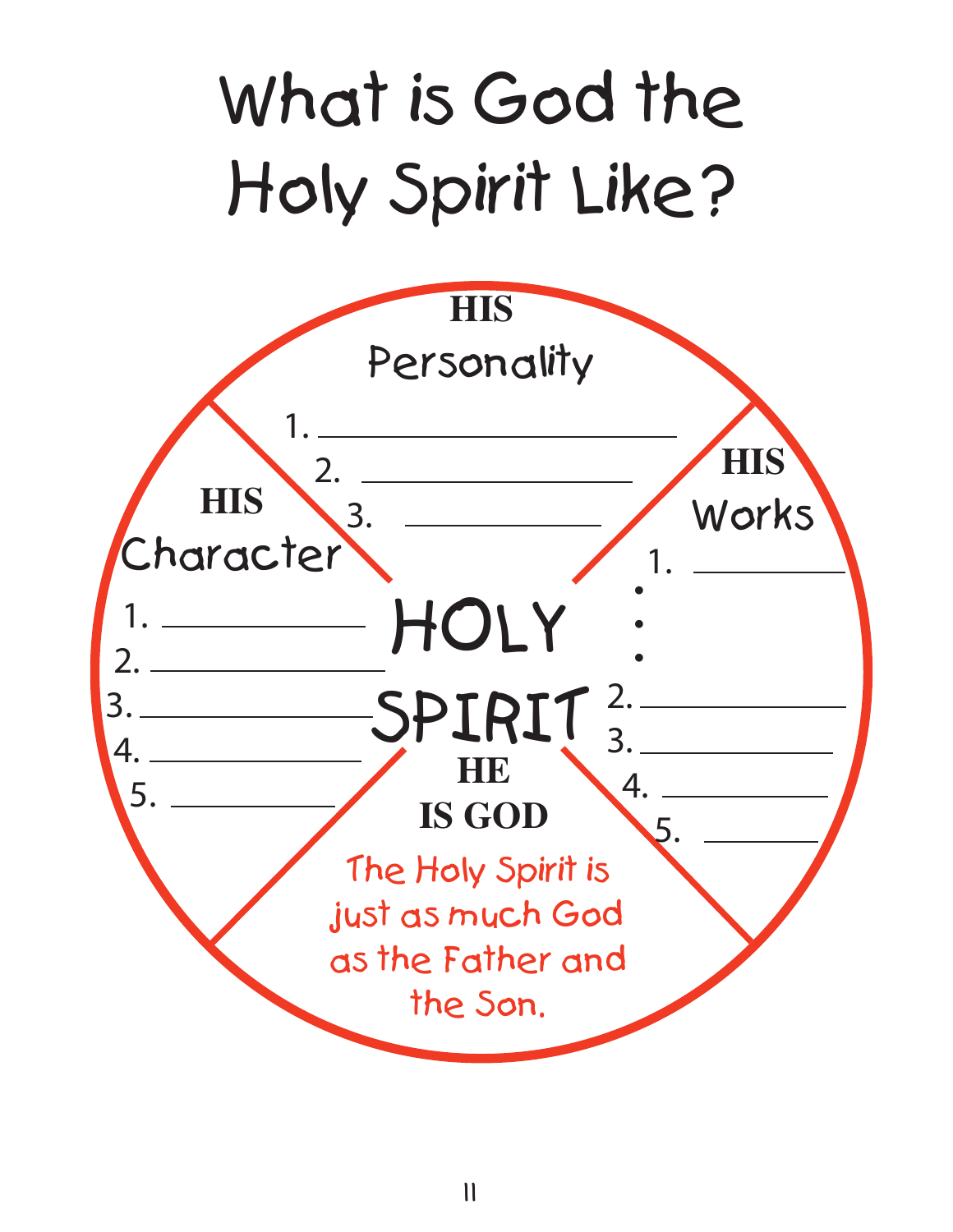# What is God the Holy Spirit Like?

**HOLY SPIRIT**

**HIS** Personality

1. ______________________
2. ____________________
3. ________________

**HIS** Character

1. ______________
2. ________________
3. __________________
4. ______________
5. ___________

**HIS** Works

1. __________
2. ______________
3. _____________
4. ___________
5. ________

**HE IS GOD**

The Holy Spirit is just as much God as the Father and the Son.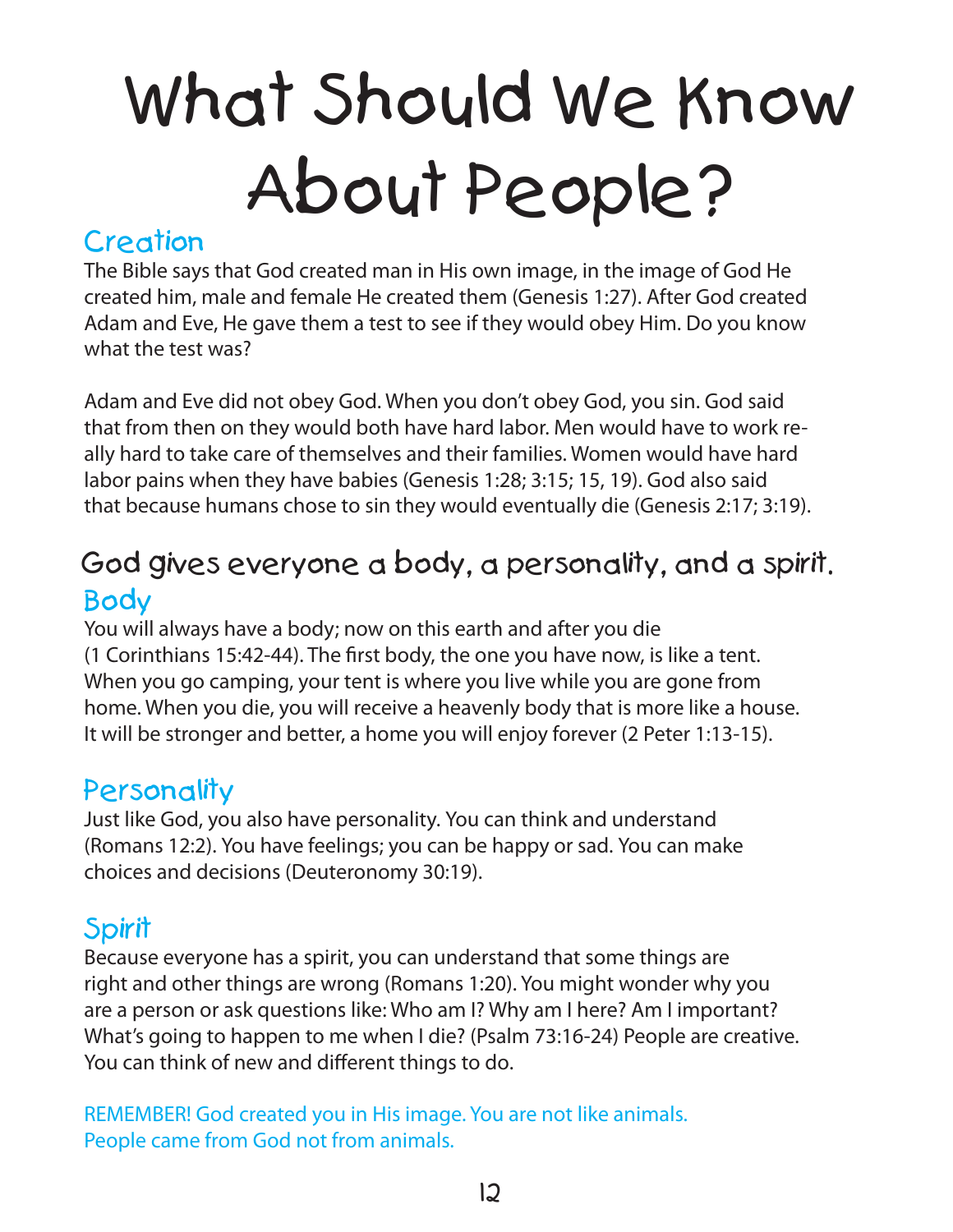# What Should We Know About People?

## Creation

The Bible says that God created man in His own image, in the image of God He created him, male and female He created them (Genesis 1:27). After God created Adam and Eve, He gave them a test to see if they would obey Him. Do you know what the test was?

Adam and Eve did not obey God. When you don't obey God, you sin. God said that from then on they would both have hard labor. Men would have to work really hard to take care of themselves and their families. Women would have hard labor pains when they have babies (Genesis 1:28; 3:15; 15, 19). God also said that because humans chose to sin they would eventually die (Genesis 2:17; 3:19).

### God gives everyone a body, a personality, and a spirit.

## Body

You will always have a body; now on this earth and after you die (1 Corinthians 15:42-44). The first body, the one you have now, is like a tent. When you go camping, your tent is where you live while you are gone from home. When you die, you will receive a heavenly body that is more like a house. It will be stronger and better, a home you will enjoy forever (2 Peter 1:13-15).

## Personality

Just like God, you also have personality. You can think and understand (Romans 12:2). You have feelings; you can be happy or sad. You can make choices and decisions (Deuteronomy 30:19).

## Spirit

Because everyone has a spirit, you can understand that some things are right and other things are wrong (Romans 1:20). You might wonder why you are a person or ask questions like: Who am I? Why am I here? Am I important? What's going to happen to me when I die? (Psalm 73:16-24) People are creative. You can think of new and different things to do.

REMEMBER! God created you in His image. You are not like animals. People came from God not from animals.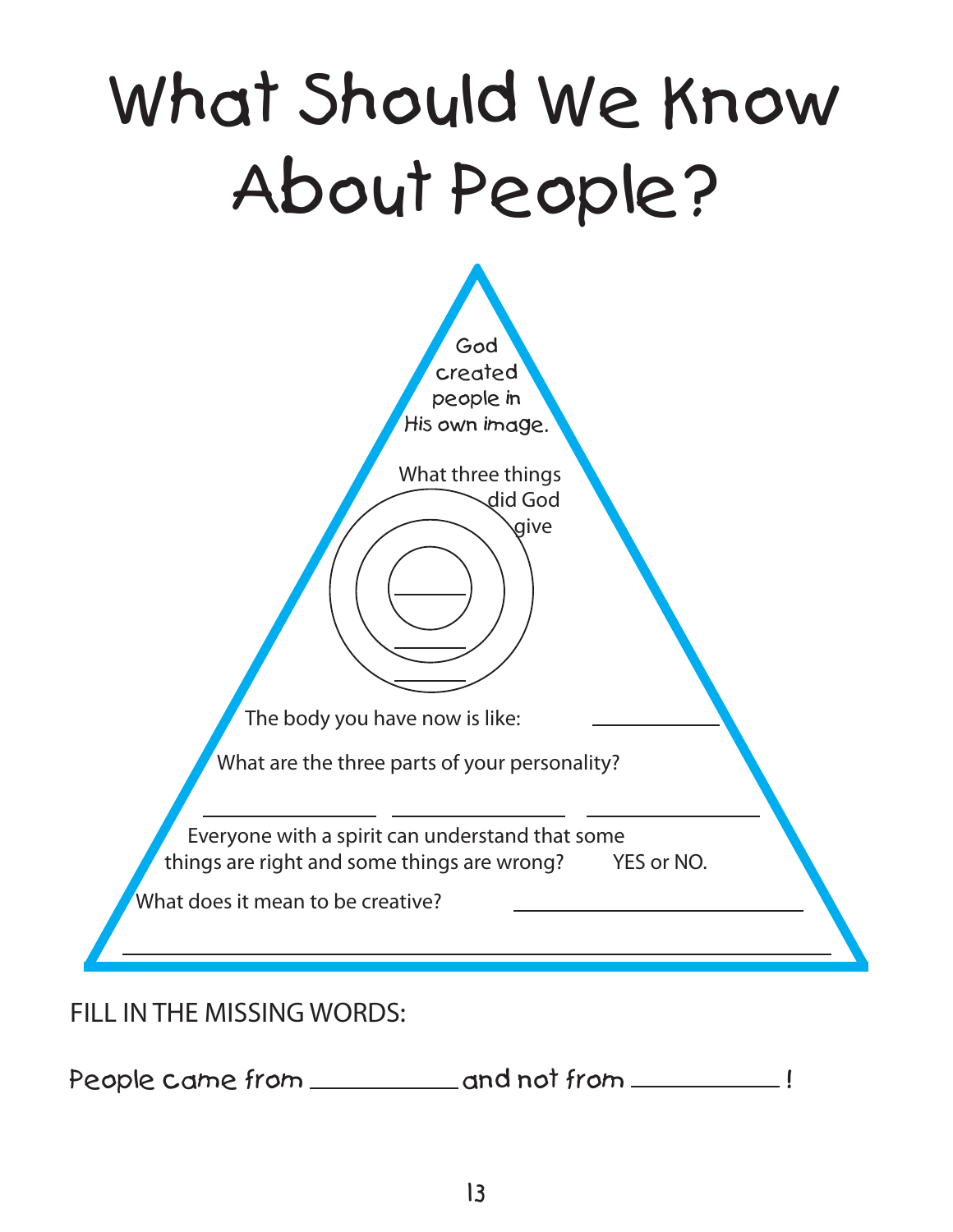# What Should We Know About People?

God created people in His own image.

What three things did God give

______

______

______

The body you have now is like: ____________

What are the three parts of your personality?

______________ ______________ ______________

Everyone with a spirit can understand that some things are right and some things are wrong? YES or NO.

What does it mean to be creative? ______________________

______________________________________________

FILL IN THE MISSING WORDS:

People came from ____________ and not from ____________ !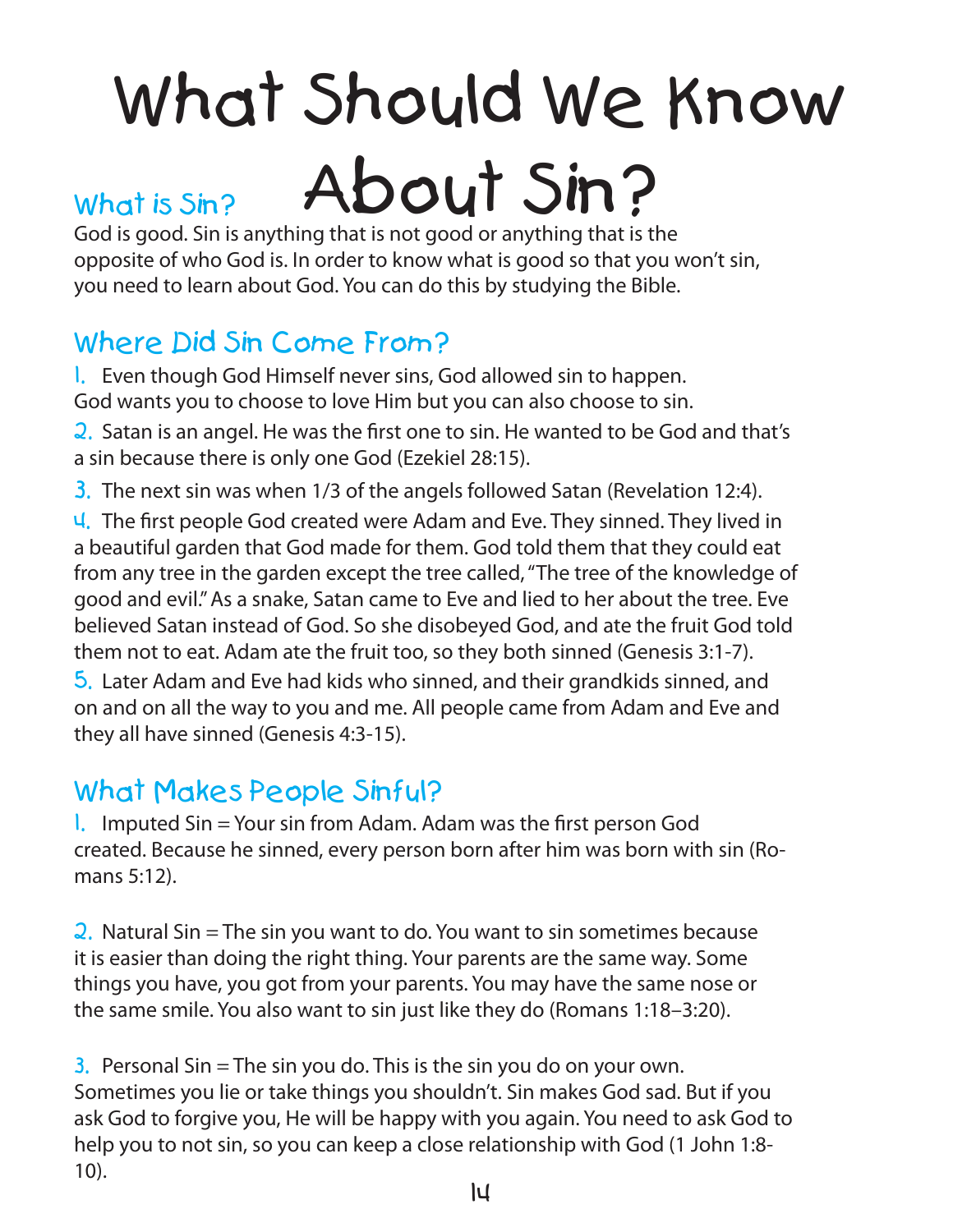# What Should We Know About Sin?

## What is Sin?

God is good. Sin is anything that is not good or anything that is the opposite of who God is. In order to know what is good so that you won't sin, you need to learn about God. You can do this by studying the Bible.

## Where Did Sin Come From?

1. Even though God Himself never sins, God allowed sin to happen. God wants you to choose to love Him but you can also choose to sin.
2. Satan is an angel. He was the first one to sin. He wanted to be God and that's a sin because there is only one God (Ezekiel 28:15).
3. The next sin was when 1/3 of the angels followed Satan (Revelation 12:4).
4. The first people God created were Adam and Eve. They sinned. They lived in a beautiful garden that God made for them. God told them that they could eat from any tree in the garden except the tree called, "The tree of the knowledge of good and evil." As a snake, Satan came to Eve and lied to her about the tree. Eve believed Satan instead of God. So she disobeyed God, and ate the fruit God told them not to eat. Adam ate the fruit too, so they both sinned (Genesis 3:1-7).
5. Later Adam and Eve had kids who sinned, and their grandkids sinned, and on and on all the way to you and me. All people came from Adam and Eve and they all have sinned (Genesis 4:3-15).

## What Makes People Sinful?

1. Imputed Sin = Your sin from Adam. Adam was the first person God created. Because he sinned, every person born after him was born with sin (Romans 5:12).

2. Natural Sin = The sin you want to do. You want to sin sometimes because it is easier than doing the right thing. Your parents are the same way. Some things you have, you got from your parents. You may have the same nose or the same smile. You also want to sin just like they do (Romans 1:18–3:20).

3. Personal Sin = The sin you do. This is the sin you do on your own. Sometimes you lie or take things you shouldn't. Sin makes God sad. But if you ask God to forgive you, He will be happy with you again. You need to ask God to help you to not sin, so you can keep a close relationship with God (1 John 1:8-10).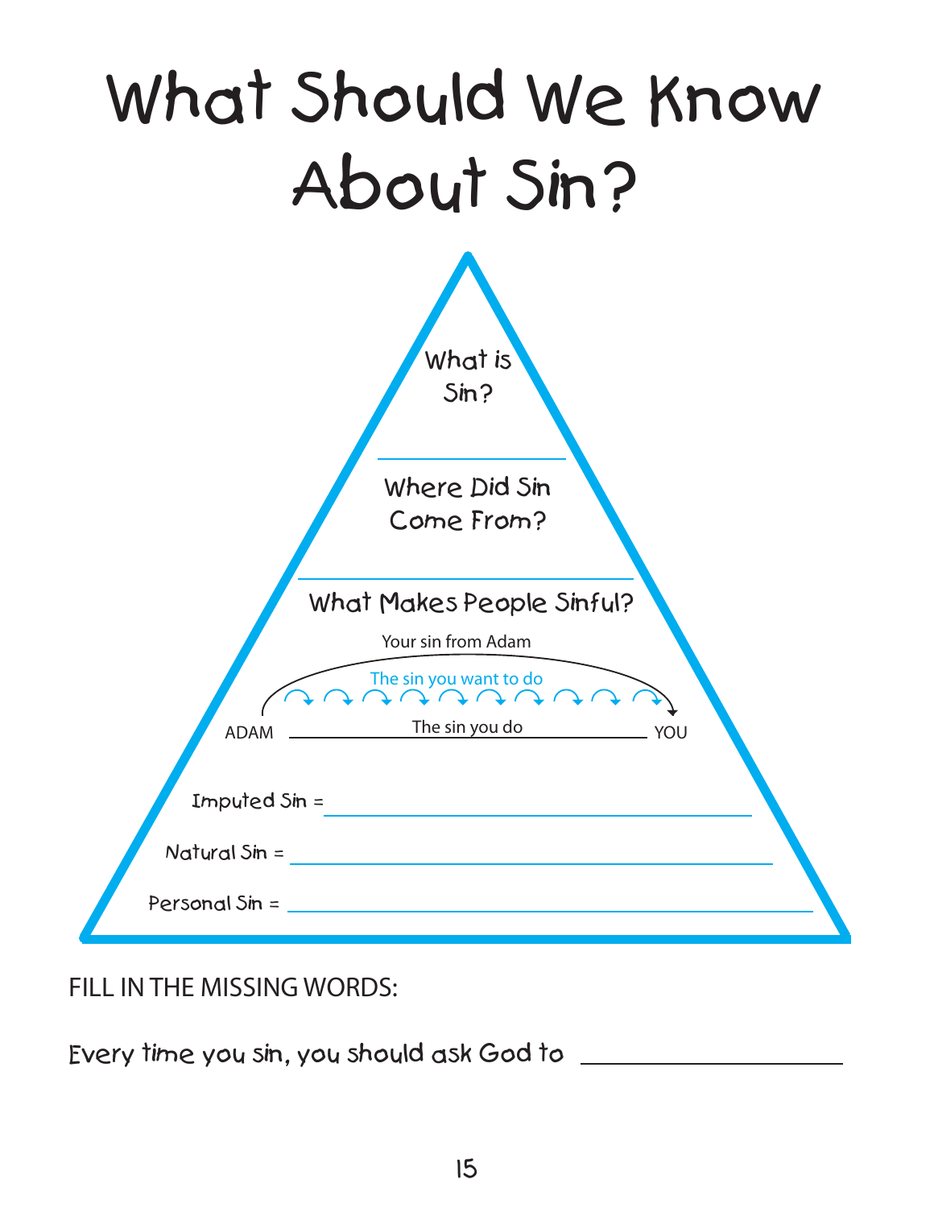# What Should We Know About Sin?

What is Sin?

Where Did Sin Come From?

What Makes People Sinful?

Your sin from Adam

The sin you want to do

ADAM ______ The sin you do ______ YOU

Imputed Sin = ____________________

Natural Sin = ____________________

Personal Sin = ____________________

FILL IN THE MISSING WORDS:

Every time you sin, you should ask God to ____________________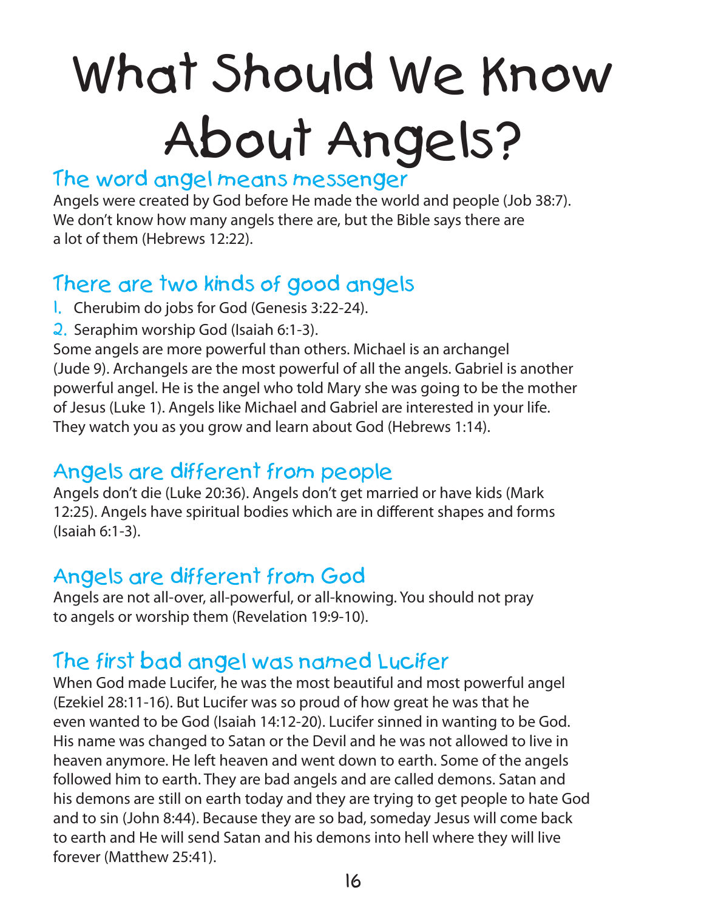# What Should We Know About Angels?

## The word angel means messenger

Angels were created by God before He made the world and people (Job 38:7). We don't know how many angels there are, but the Bible says there are a lot of them (Hebrews 12:22).

## There are two kinds of good angels

1. Cherubim do jobs for God (Genesis 3:22-24).
2. Seraphim worship God (Isaiah 6:1-3).

Some angels are more powerful than others. Michael is an archangel (Jude 9). Archangels are the most powerful of all the angels. Gabriel is another powerful angel. He is the angel who told Mary she was going to be the mother of Jesus (Luke 1). Angels like Michael and Gabriel are interested in your life. They watch you as you grow and learn about God (Hebrews 1:14).

## Angels are different from people

Angels don't die (Luke 20:36). Angels don't get married or have kids (Mark 12:25). Angels have spiritual bodies which are in different shapes and forms (Isaiah 6:1-3).

## Angels are different from God

Angels are not all-over, all-powerful, or all-knowing. You should not pray to angels or worship them (Revelation 19:9-10).

## The first bad angel was named Lucifer

When God made Lucifer, he was the most beautiful and most powerful angel (Ezekiel 28:11-16). But Lucifer was so proud of how great he was that he even wanted to be God (Isaiah 14:12-20). Lucifer sinned in wanting to be God. His name was changed to Satan or the Devil and he was not allowed to live in heaven anymore. He left heaven and went down to earth. Some of the angels followed him to earth. They are bad angels and are called demons. Satan and his demons are still on earth today and they are trying to get people to hate God and to sin (John 8:44). Because they are so bad, someday Jesus will come back to earth and He will send Satan and his demons into hell where they will live forever (Matthew 25:41).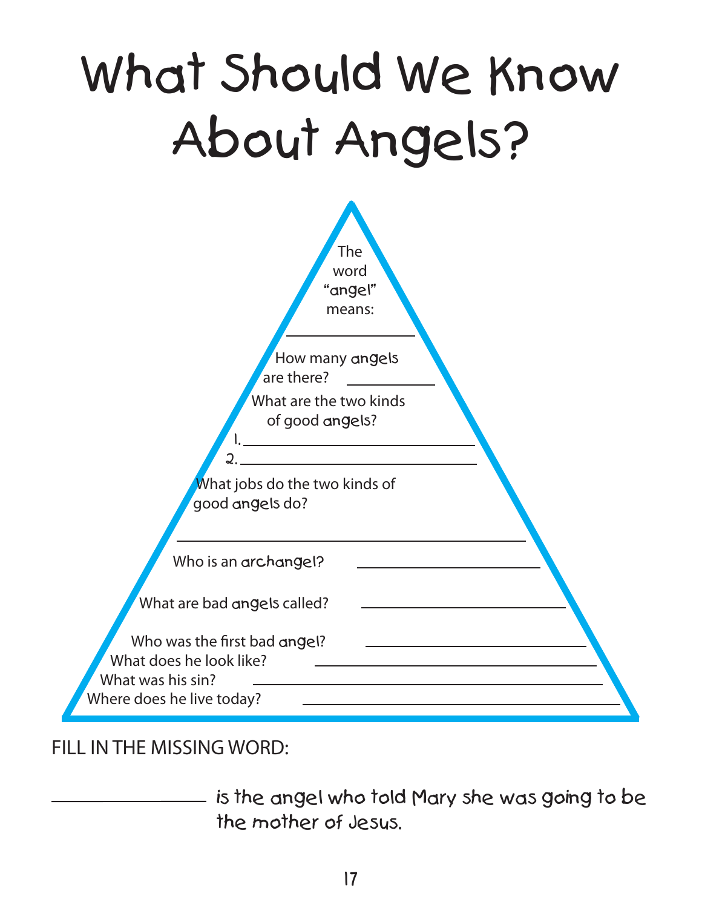# What Should We Know About Angels?

The word "angel" means: \_\_\_\_\_\_\_\_\_\_\_\_\_\_\_\_

How many angels are there? \_\_\_\_\_\_\_\_\_\_\_\_

What are the two kinds of good angels?

1. \_\_\_\_\_\_\_\_\_\_\_\_\_\_\_\_\_\_\_\_\_\_\_\_\_\_\_\_
2. \_\_\_\_\_\_\_\_\_\_\_\_\_\_\_\_\_\_\_\_\_\_\_\_\_\_\_\_

What jobs do the two kinds of good angels do?

\_\_\_\_\_\_\_\_\_\_\_\_\_\_\_\_\_\_\_\_\_\_\_\_\_\_\_\_\_\_\_\_\_\_\_\_\_\_\_\_\_\_

Who is an archangel? \_\_\_\_\_\_\_\_\_\_\_\_\_\_\_\_\_\_\_\_\_\_

What are bad angels called? \_\_\_\_\_\_\_\_\_\_\_\_\_\_\_\_\_\_\_\_\_\_

Who was the first bad angel? \_\_\_\_\_\_\_\_\_\_\_\_\_\_\_\_\_\_\_\_\_\_\_\_\_\_

What does he look like? \_\_\_\_\_\_\_\_\_\_\_\_\_\_\_\_\_\_\_\_\_\_\_\_\_\_\_\_\_\_\_\_

What was his sin? \_\_\_\_\_\_\_\_\_\_\_\_\_\_\_\_\_\_\_\_\_\_\_\_\_\_\_\_\_\_\_\_\_\_\_\_\_\_

Where does he live today? \_\_\_\_\_\_\_\_\_\_\_\_\_\_\_\_\_\_\_\_\_\_\_\_\_\_\_\_\_\_\_\_\_\_\_\_\_

FILL IN THE MISSING WORD:

\_\_\_\_\_\_\_\_\_\_\_\_\_\_\_\_\_\_ is the angel who told Mary she was going to be the mother of Jesus.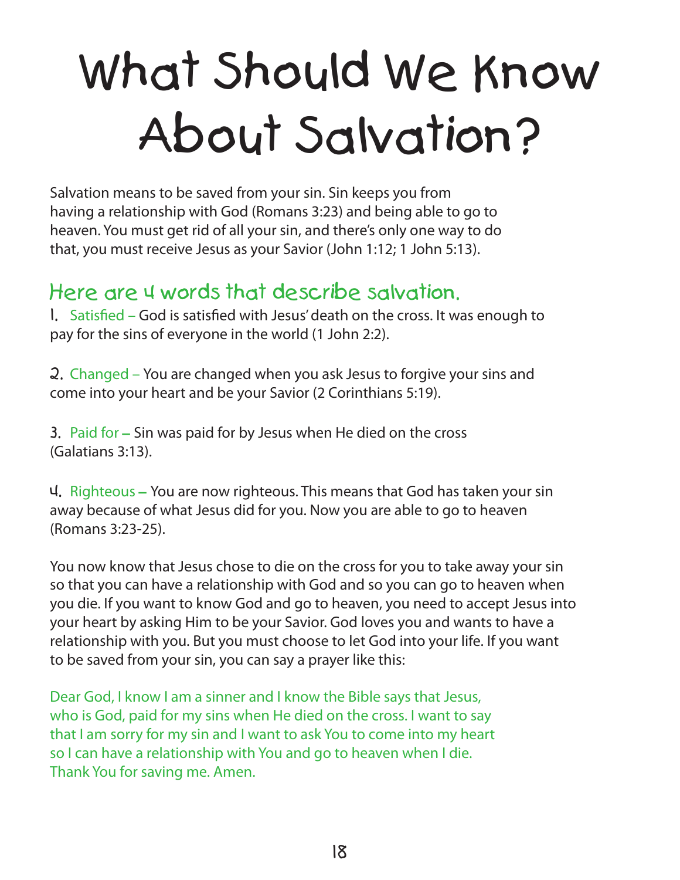# What Should We Know About Salvation?

Salvation means to be saved from your sin. Sin keeps you from having a relationship with God (Romans 3:23) and being able to go to heaven. You must get rid of all your sin, and there's only one way to do that, you must receive Jesus as your Savior (John 1:12; 1 John 5:13).

## Here are 4 words that describe salvation.

1. Satisfied – God is satisfied with Jesus' death on the cross. It was enough to pay for the sins of everyone in the world (1 John 2:2).

2. Changed – You are changed when you ask Jesus to forgive your sins and come into your heart and be your Savior (2 Corinthians 5:19).

3. Paid for – Sin was paid for by Jesus when He died on the cross (Galatians 3:13).

4. Righteous – You are now righteous. This means that God has taken your sin away because of what Jesus did for you. Now you are able to go to heaven (Romans 3:23-25).

You now know that Jesus chose to die on the cross for you to take away your sin so that you can have a relationship with God and so you can go to heaven when you die. If you want to know God and go to heaven, you need to accept Jesus into your heart by asking Him to be your Savior. God loves you and wants to have a relationship with you. But you must choose to let God into your life. If you want to be saved from your sin, you can say a prayer like this:

Dear God, I know I am a sinner and I know the Bible says that Jesus, who is God, paid for my sins when He died on the cross. I want to say that I am sorry for my sin and I want to ask You to come into my heart so I can have a relationship with You and go to heaven when I die. Thank You for saving me. Amen.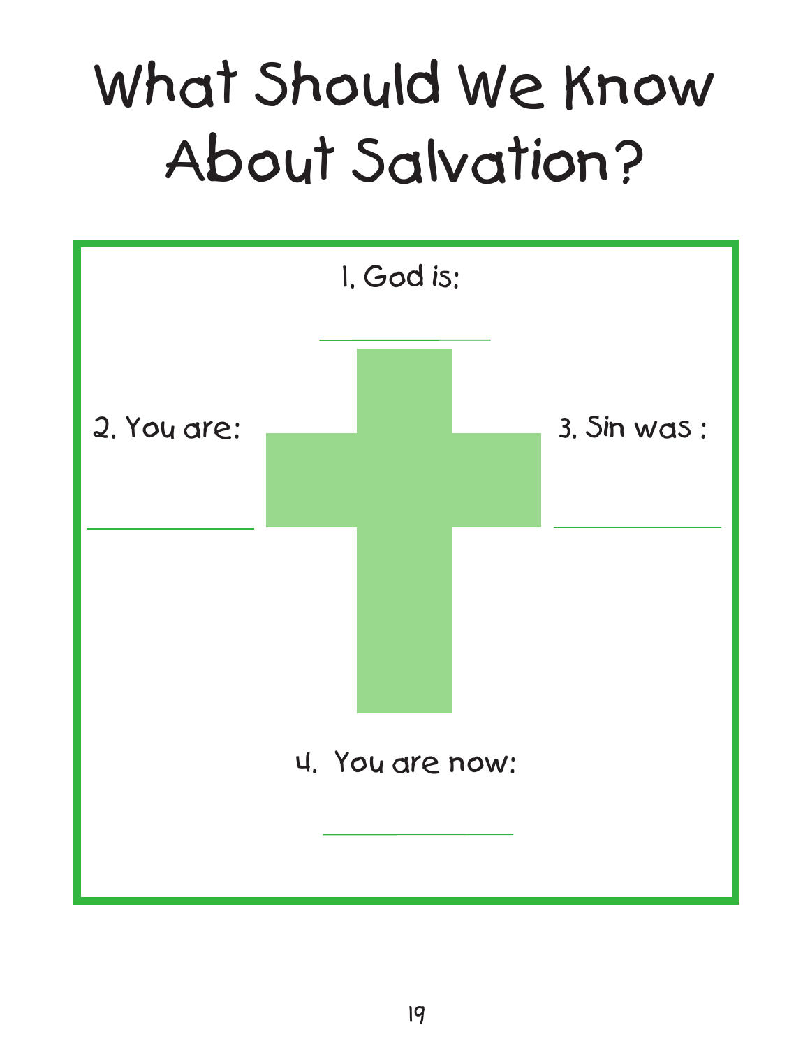# What Should We Know About Salvation?

1. God is:

\_\_\_\_\_\_\_\_\_\_\_\_\_\_\_\_

2. You are:

\_\_\_\_\_\_\_\_\_\_\_\_\_\_\_\_

3. Sin was :

\_\_\_\_\_\_\_\_\_\_\_\_\_\_\_\_

4. You are now:

\_\_\_\_\_\_\_\_\_\_\_\_\_\_\_\_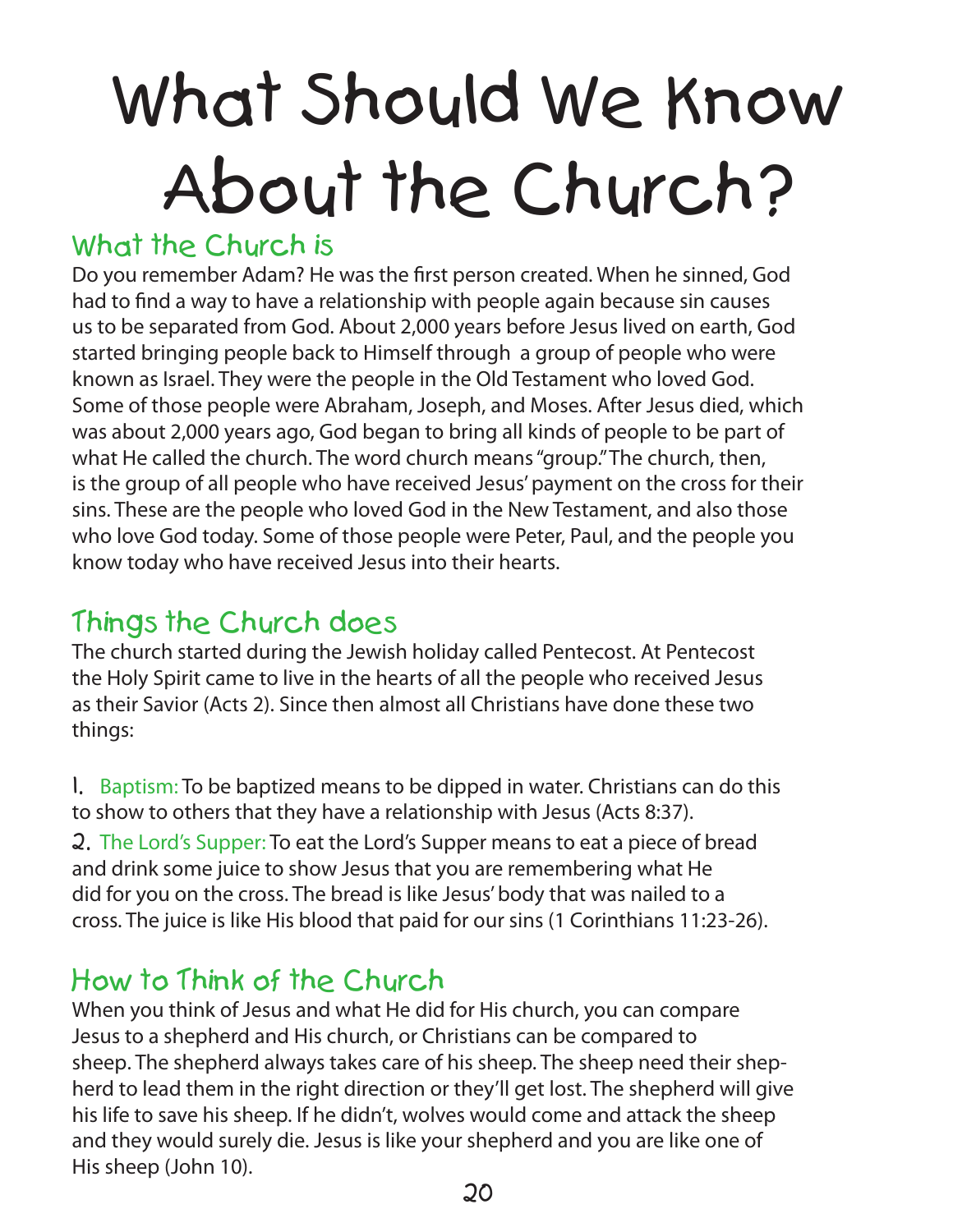# What Should We Know About the Church?

## What the Church is

Do you remember Adam? He was the first person created. When he sinned, God had to find a way to have a relationship with people again because sin causes us to be separated from God. About 2,000 years before Jesus lived on earth, God started bringing people back to Himself through a group of people who were known as Israel. They were the people in the Old Testament who loved God. Some of those people were Abraham, Joseph, and Moses. After Jesus died, which was about 2,000 years ago, God began to bring all kinds of people to be part of what He called the church. The word church means "group." The church, then, is the group of all people who have received Jesus' payment on the cross for their sins. These are the people who loved God in the New Testament, and also those who love God today. Some of those people were Peter, Paul, and the people you know today who have received Jesus into their hearts.

## Things the Church does

The church started during the Jewish holiday called Pentecost. At Pentecost the Holy Spirit came to live in the hearts of all the people who received Jesus as their Savior (Acts 2). Since then almost all Christians have done these two things:

1. Baptism: To be baptized means to be dipped in water. Christians can do this to show to others that they have a relationship with Jesus (Acts 8:37).
2. The Lord's Supper: To eat the Lord's Supper means to eat a piece of bread and drink some juice to show Jesus that you are remembering what He did for you on the cross. The bread is like Jesus' body that was nailed to a cross. The juice is like His blood that paid for our sins (1 Corinthians 11:23-26).

## How to Think of the Church

When you think of Jesus and what He did for His church, you can compare Jesus to a shepherd and His church, or Christians can be compared to sheep. The shepherd always takes care of his sheep. The sheep need their shepherd to lead them in the right direction or they'll get lost. The shepherd will give his life to save his sheep. If he didn't, wolves would come and attack the sheep and they would surely die. Jesus is like your shepherd and you are like one of His sheep (John 10).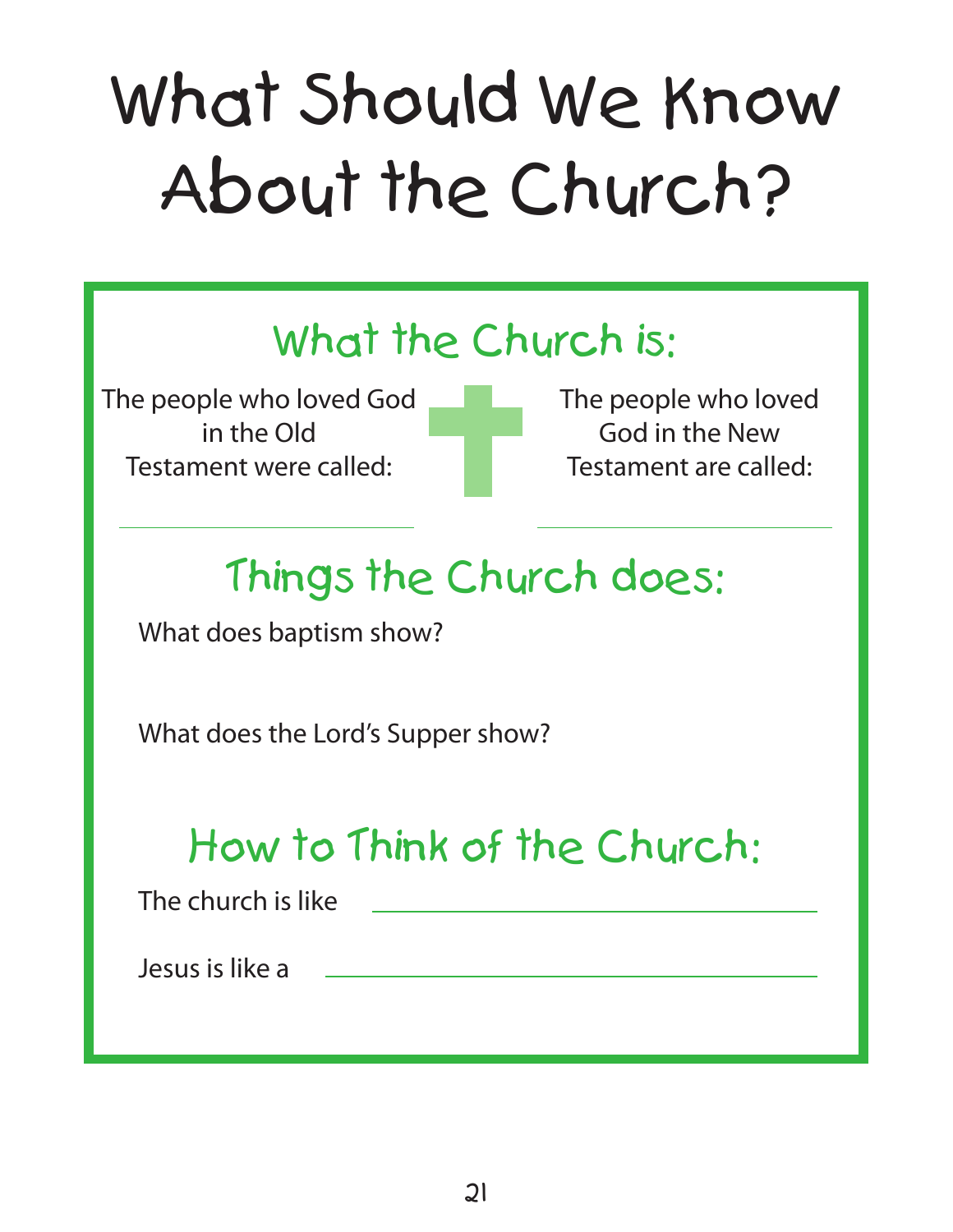# What Should We Know About the Church?

## What the Church is:

The people who loved God in the Old Testament were called:

\_\_\_\_\_\_\_\_\_\_\_\_\_\_\_\_\_\_\_\_

The people who loved God in the New Testament are called:

\_\_\_\_\_\_\_\_\_\_\_\_\_\_\_\_\_\_\_\_

## Things the Church does:

What does baptism show?

What does the Lord's Supper show?

## How to Think of the Church:

The church is like \_\_\_\_\_\_\_\_\_\_\_\_\_\_\_\_\_\_\_\_\_\_\_\_\_\_\_\_\_\_

Jesus is like a \_\_\_\_\_\_\_\_\_\_\_\_\_\_\_\_\_\_\_\_\_\_\_\_\_\_\_\_\_\_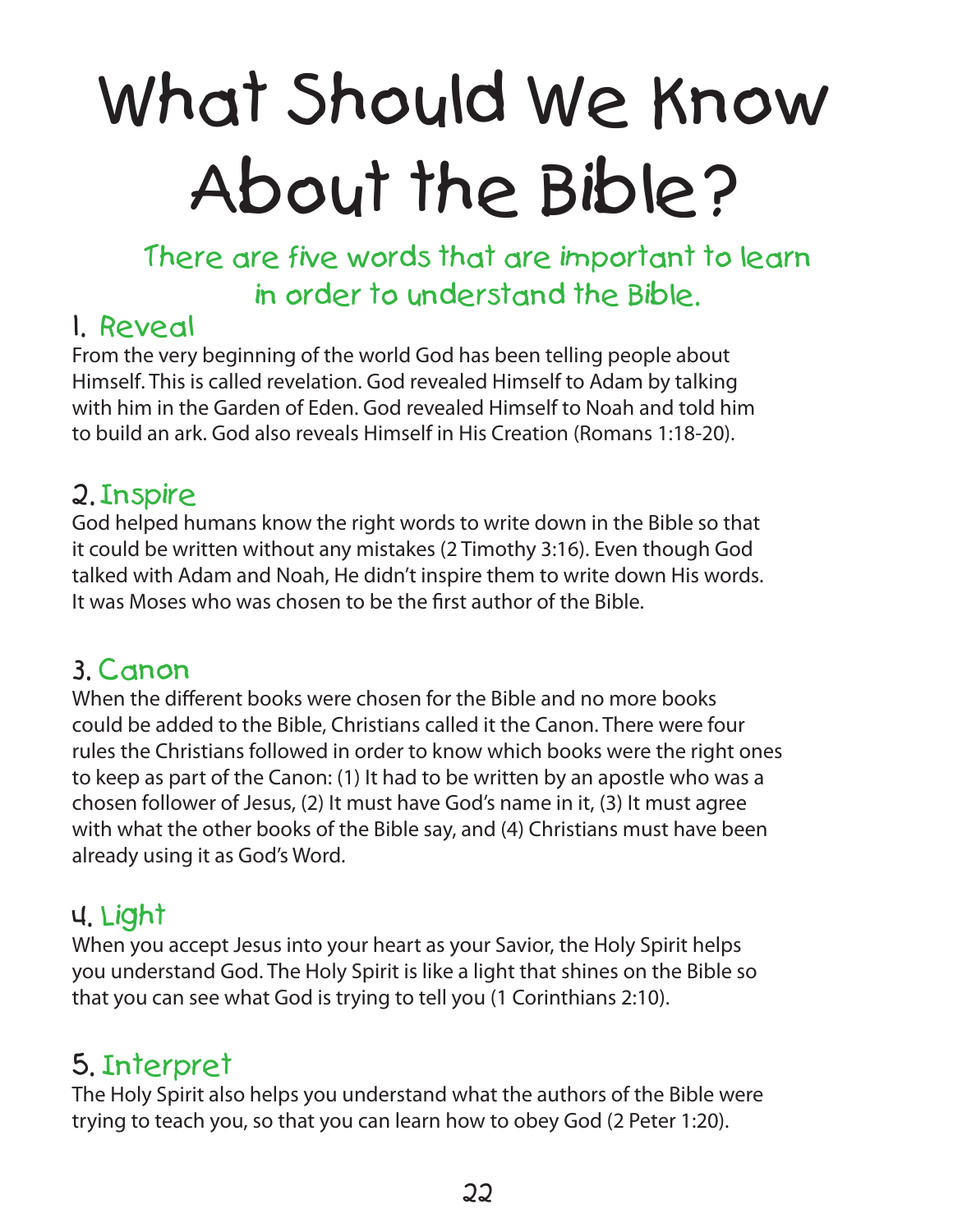# What Should We Know About the Bible?

## There are five words that are important to learn in order to understand the Bible.

### 1. Reveal

From the very beginning of the world God has been telling people about Himself. This is called revelation. God revealed Himself to Adam by talking with him in the Garden of Eden. God revealed Himself to Noah and told him to build an ark. God also reveals Himself in His Creation (Romans 1:18-20).

### 2. Inspire

God helped humans know the right words to write down in the Bible so that it could be written without any mistakes (2 Timothy 3:16). Even though God talked with Adam and Noah, He didn't inspire them to write down His words. It was Moses who was chosen to be the first author of the Bible.

### 3. Canon

When the different books were chosen for the Bible and no more books could be added to the Bible, Christians called it the Canon. There were four rules the Christians followed in order to know which books were the right ones to keep as part of the Canon: (1) It had to be written by an apostle who was a chosen follower of Jesus, (2) It must have God's name in it, (3) It must agree with what the other books of the Bible say, and (4) Christians must have been already using it as God's Word.

### 4. Light

When you accept Jesus into your heart as your Savior, the Holy Spirit helps you understand God. The Holy Spirit is like a light that shines on the Bible so that you can see what God is trying to tell you (1 Corinthians 2:10).

### 5. Interpret

The Holy Spirit also helps you understand what the authors of the Bible were trying to teach you, so that you can learn how to obey God (2 Peter 1:20).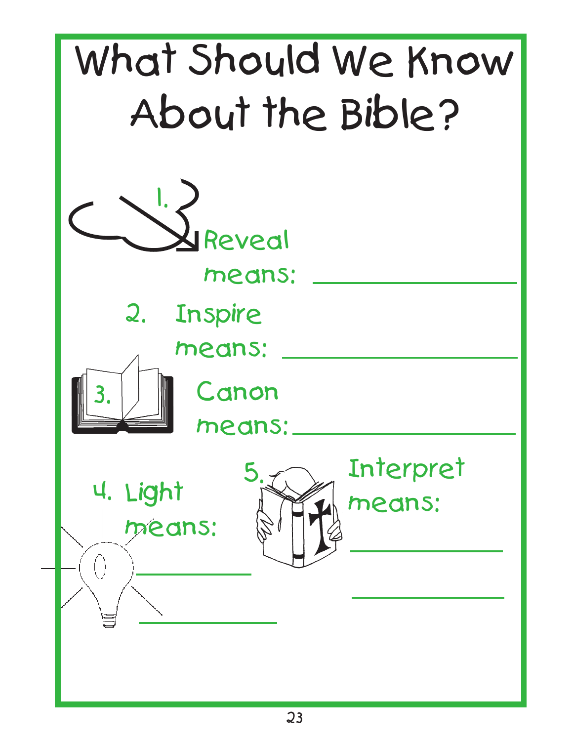# What Should We Know About the Bible?

1. Reveal means: ____________________

2. Inspire means: ____________________

3. Canon means: ____________________

4. Light means: ____________________ ____________________

5. Interpret means: ____________________ ____________________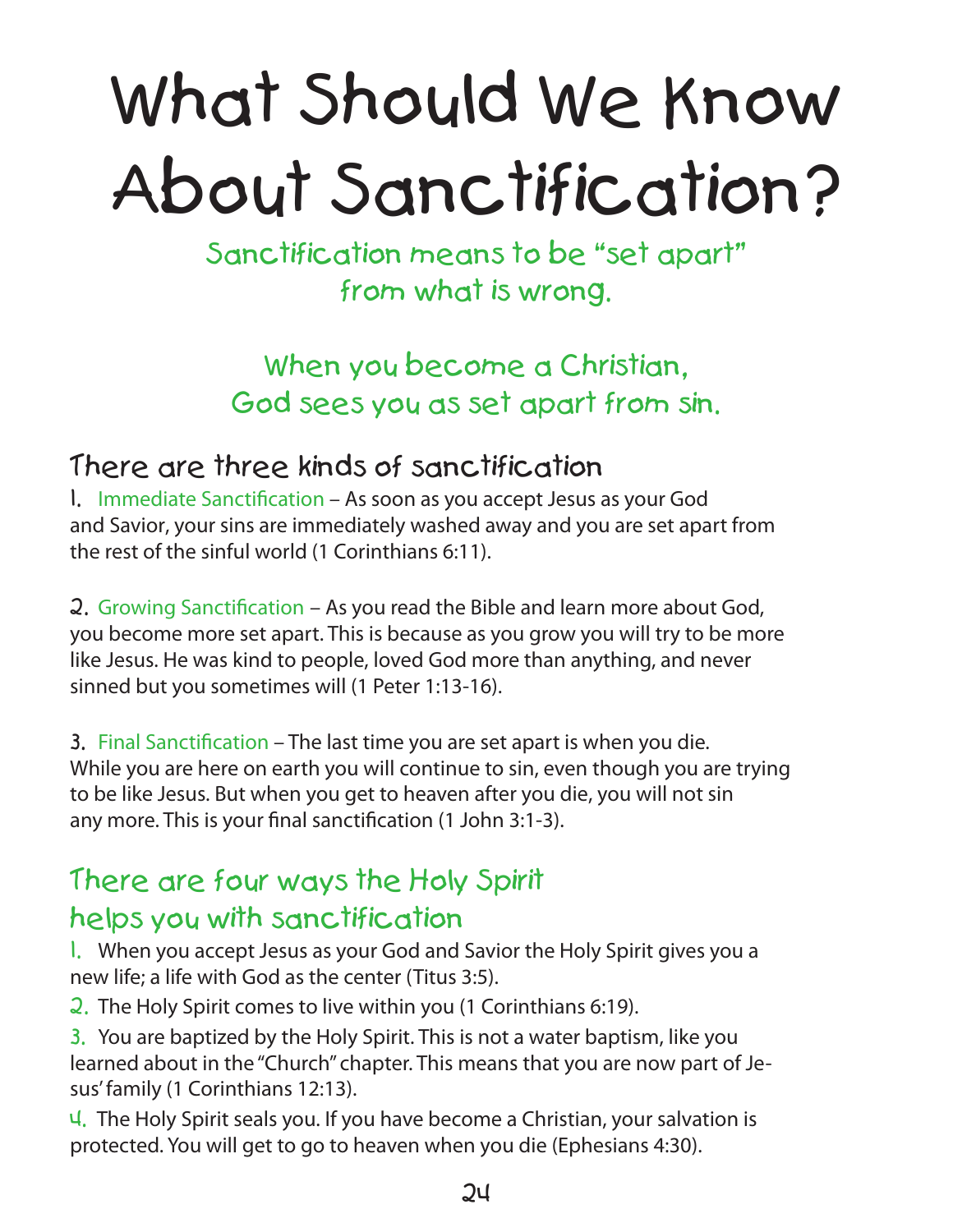# What Should We Know About Sanctification?

Sanctification means to be "set apart" from what is wrong.

When you become a Christian, God sees you as set apart from sin.

## There are three kinds of sanctification

1. Immediate Sanctification – As soon as you accept Jesus as your God and Savior, your sins are immediately washed away and you are set apart from the rest of the sinful world (1 Corinthians 6:11).

2. Growing Sanctification – As you read the Bible and learn more about God, you become more set apart. This is because as you grow you will try to be more like Jesus. He was kind to people, loved God more than anything, and never sinned but you sometimes will (1 Peter 1:13-16).

3. Final Sanctification – The last time you are set apart is when you die. While you are here on earth you will continue to sin, even though you are trying to be like Jesus. But when you get to heaven after you die, you will not sin any more. This is your final sanctification (1 John 3:1-3).

## There are four ways the Holy Spirit helps you with sanctification

1. When you accept Jesus as your God and Savior the Holy Spirit gives you a new life; a life with God as the center (Titus 3:5).
2. The Holy Spirit comes to live within you (1 Corinthians 6:19).
3. You are baptized by the Holy Spirit. This is not a water baptism, like you learned about in the "Church" chapter. This means that you are now part of Jesus' family (1 Corinthians 12:13).
4. The Holy Spirit seals you. If you have become a Christian, your salvation is protected. You will get to go to heaven when you die (Ephesians 4:30).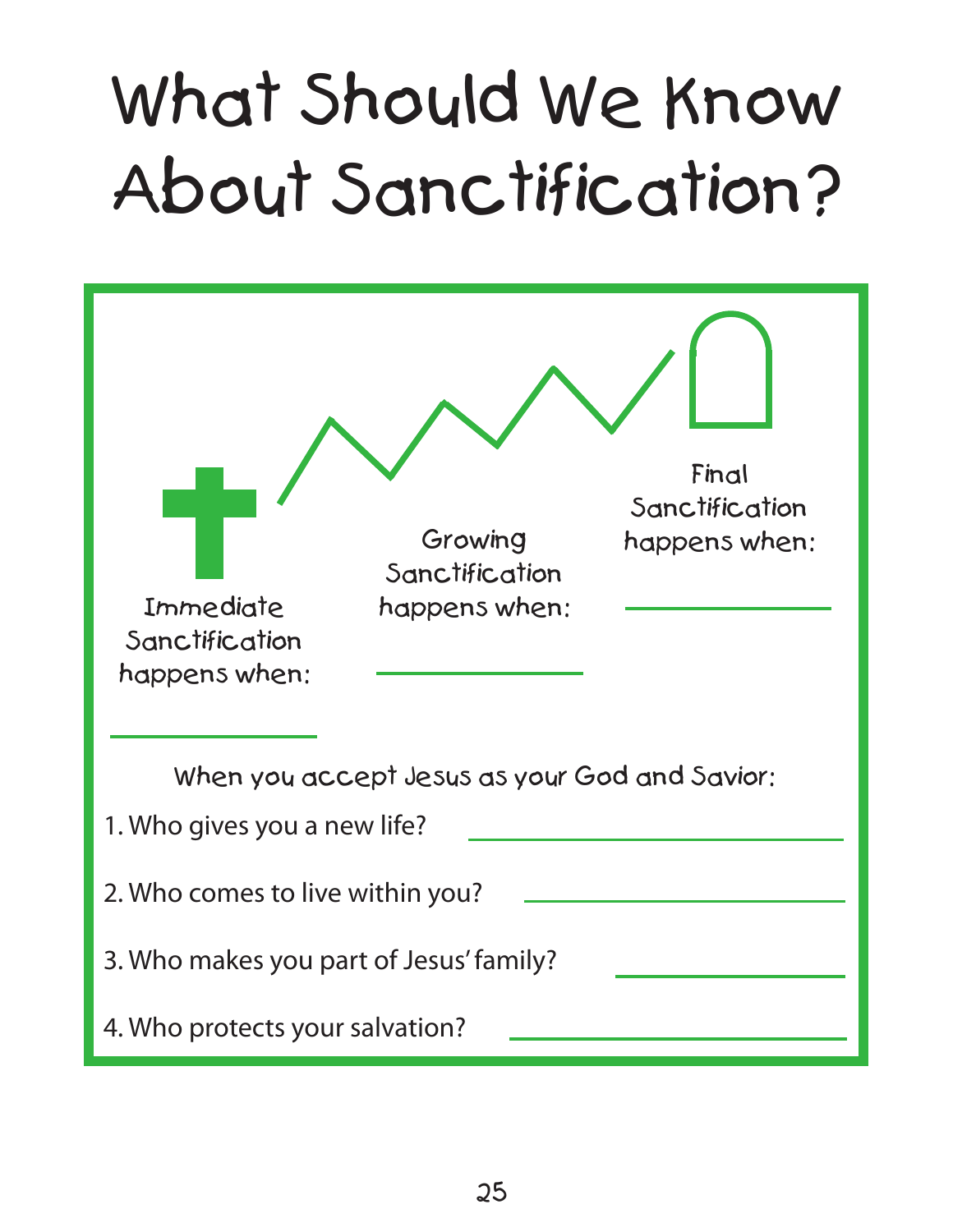# What Should We Know About Sanctification?

Immediate Sanctification happens when: \_\_\_\_\_\_\_\_\_\_\_\_\_\_\_\_

Growing Sanctification happens when: \_\_\_\_\_\_\_\_\_\_\_\_\_\_\_\_

Final Sanctification happens when: \_\_\_\_\_\_\_\_\_\_\_\_\_\_\_\_

When you accept Jesus as your God and Savior:

1. Who gives you a new life? \_\_\_\_\_\_\_\_\_\_\_\_\_\_\_\_

2. Who comes to live within you? \_\_\_\_\_\_\_\_\_\_\_\_\_\_\_\_

3. Who makes you part of Jesus' family? \_\_\_\_\_\_\_\_\_\_\_\_\_\_\_\_

4. Who protects your salvation? \_\_\_\_\_\_\_\_\_\_\_\_\_\_\_\_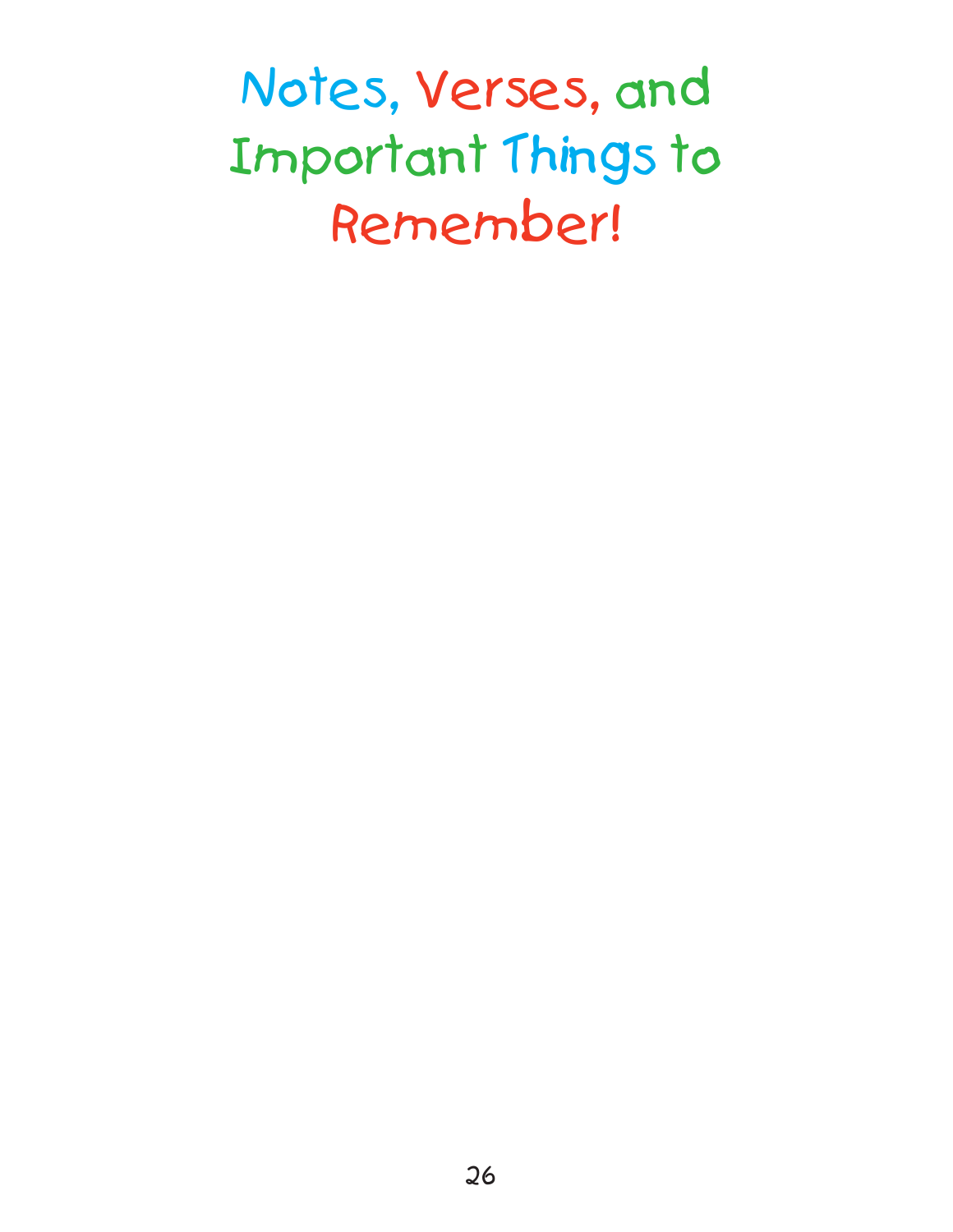# Notes, Verses, and Important Things to Remember!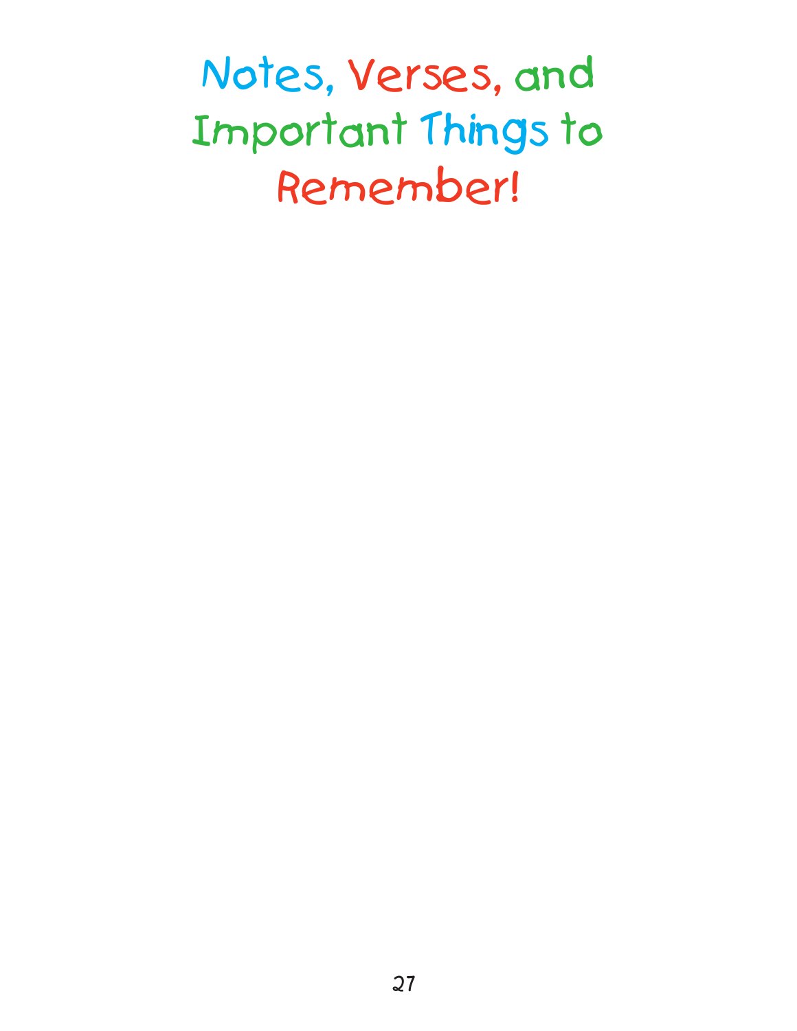# Notes, Verses, and Important Things to Remember!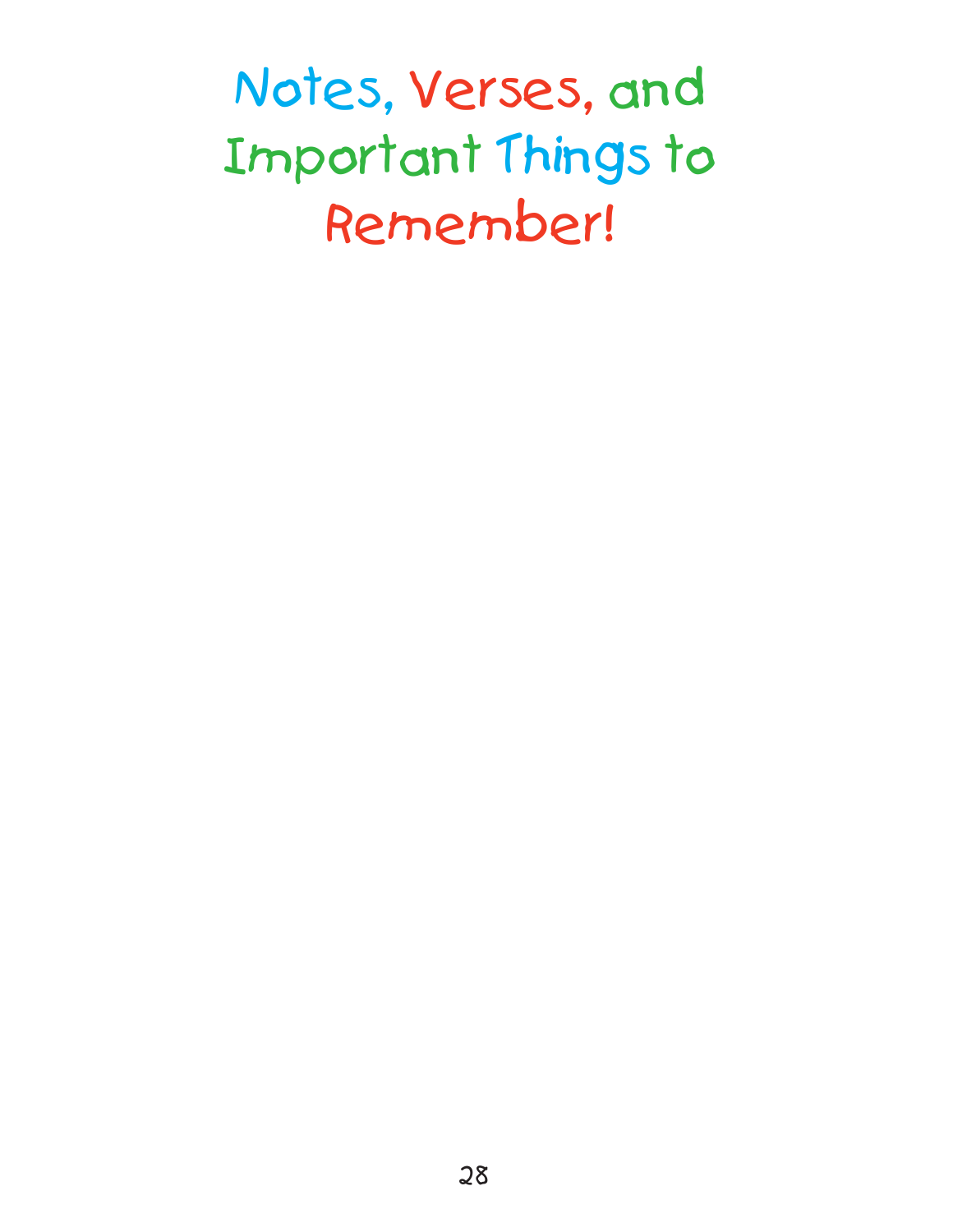# Notes, Verses, and Important Things to Remember!